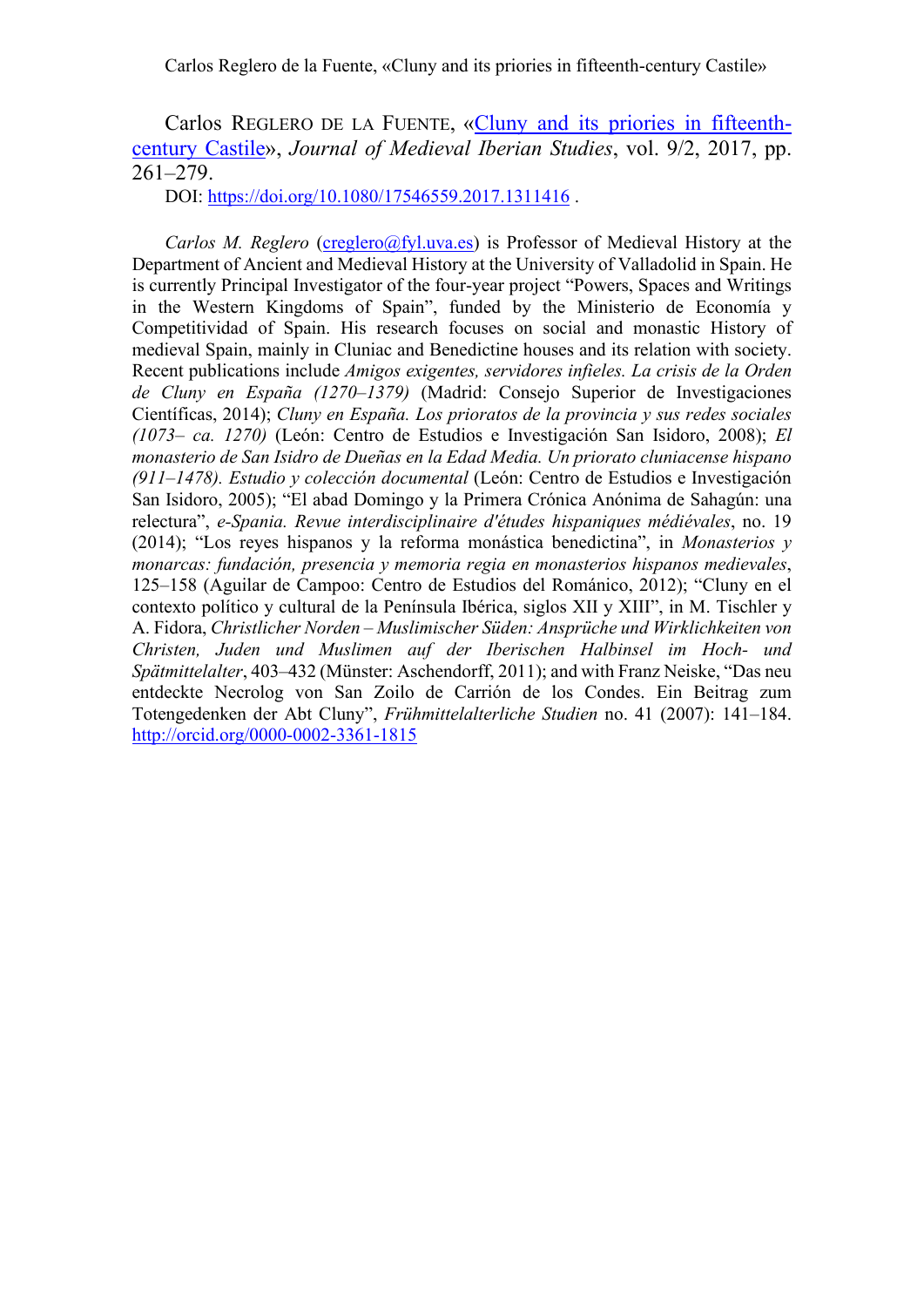Carlos Reglero de la Fuente, «[Cluny and its priories in fifteenth-century Castile](https://doi.org/10.1080/17546559.2017.1311416)», *Journal of Medieval Iberian Studies*, vol. 9/2, 2017, pp. 261–279.

DOI: https://doi.org/10.1080/17546559.2017.1311416 .

*Carlos M. Reglero* (creglero@fyl.uva.es) is Professor of Medieval History at the Department of Ancient and Medieval History at the University of Valladolid in Spain. He is currently Principal Investigator of the four-year project "Powers, Spaces and Writings in the Western Kingdoms of Spain", funded by the Ministerio de Economía y Competitividad of Spain. His research focuses on social and monastic History of medieval Spain, mainly in Cluniac and Benedictine houses and its relation with society. Recent publications include *Amigos exigentes, servidores infieles. La crisis de la Orden de Cluny en España (1270–1379)* (Madrid: Consejo Superior de Investigaciones Científicas, 2014); *Cluny en España. Los prioratos de la provincia y sus redes sociales (1073– ca. 1270)* (León: Centro de Estudios e Investigación San Isidoro, 2008); *El monasterio de San Isidro de Dueñas en la Edad Media. Un priorato cluniacense hispano (911–1478). Estudio y colección documental* (León: Centro de Estudios e Investigación San Isidoro, 2005); "El abad Domingo y la Primera Crónica Anónima de Sahagún: una relectura", *e-Spania. Revue interdisciplinaire d'études hispaniques médiévales*, no. 19 (2014); "Los reyes hispanos y la reforma monástica benedictina", in *Monasterios y monarcas: fundación, presencia y memoria regia en monasterios hispanos medievales*, 125–158 (Aguilar de Campoo: Centro de Estudios del Románico, 2012); "Cluny en el contexto político y cultural de la Península Ibérica, siglos XII y XIII", in M. Tischler y A. Fidora, *Christlicher Norden – Muslimischer Süden: Ansprüche und Wirklichkeiten von Christen, Juden und Muslimen auf der Iberischen Halbinsel im Hoch- und Spätmittelalter*, 403–432 (Münster: Aschendorff, 2011); and with Franz Neiske, "Das neu entdeckte Necrolog von San Zoilo de Carrión de los Condes. Ein Beitrag zum Totengedenken der Abt Cluny", *Frühmittelalterliche Studien* no. 41 (2007): 141–184. http://orcid.org/0000-0002-3361-1815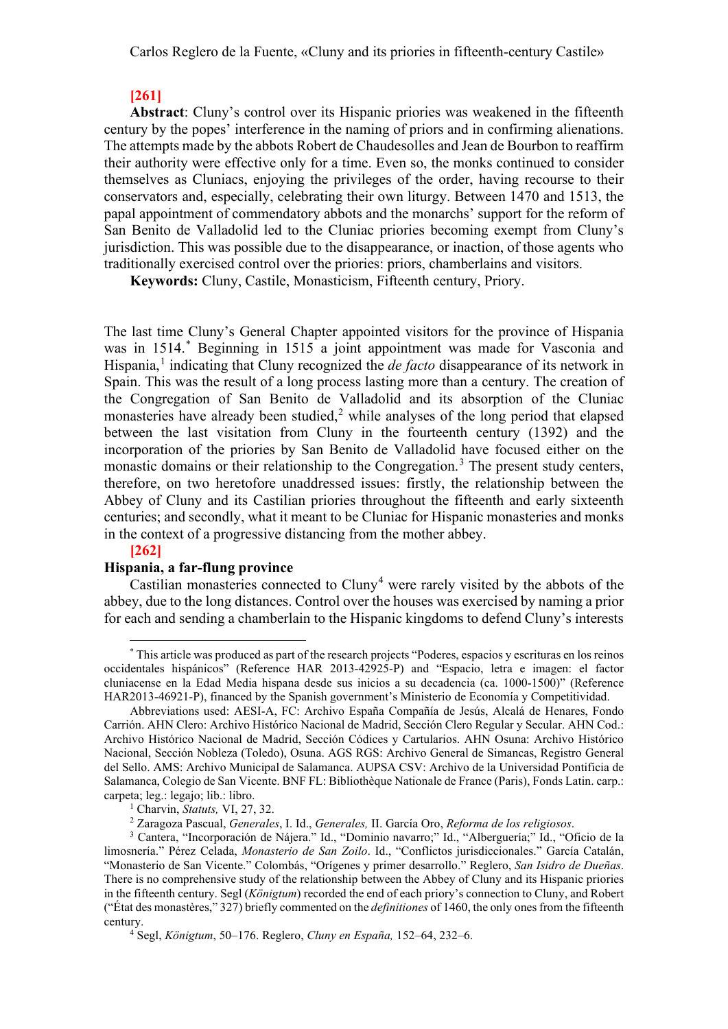**[261]**

**Abstract**: Cluny's control over its Hispanic priories was weakened in the fifteenth century by the popes' interference in the naming of priors and in confirming alienations. The attempts made by the abbots Robert de Chaudesolles and Jean de Bourbon to reaffirm their authority were effective only for a time. Even so, the monks continued to consider themselves as Cluniacs, enjoying the privileges of the order, having recourse to their conservators and, especially, celebrating their own liturgy. Between 1470 and 1513, the papal appointment of commendatory abbots and the monarchs' support for the reform of San Benito de Valladolid led to the Cluniac priories becoming exempt from Cluny's jurisdiction. This was possible due to the disappearance, or inaction, of those agents who traditionally exercised control over the priories: priors, chamberlains and visitors.

**Keywords:** Cluny, Castile, Monasticism, Fifteenth century, Priory.

The last time Cluny's General Chapter appointed visitors for the province of Hispania was in 1514.[*] Beginning in 1515 a joint appointment was made for Vasconia and Hispania,[1] indicating that Cluny recognized the *de facto* disappearance of its network in Spain. This was the result of a long process lasting more than a century. The creation of the Congregation of San Benito de Valladolid and its absorption of the Cluniac monasteries have already been studied,[2] while analyses of the long period that elapsed between the last visitation from Cluny in the fourteenth century (1392) and the incorporation of the priories by San Benito de Valladolid have focused either on the monastic domains or their relationship to the Congregation.[3] The present study centers, therefore, on two heretofore unaddressed issues: firstly, the relationship between the Abbey of Cluny and its Castilian priories throughout the fifteenth and early sixteenth centuries; and secondly, what it meant to be Cluniac for Hispanic monasteries and monks in the context of a progressive distancing from the mother abbey.

**[262]**

## Hispania, a far-flung province

Castilian monasteries connected to Cluny[4] were rarely visited by the abbots of the abbey, due to the long distances. Control over the houses was exercised by naming a prior for each and sending a chamberlain to the Hispanic kingdoms to defend Cluny's interests

---

[*] This article was produced as part of the research projects "Poderes, espacios y escrituras en los reinos occidentales hispánicos" (Reference HAR 2013-42925-P) and "Espacio, letra e imagen: el factor cluniacense en la Edad Media hispana desde sus inicios a su decadencia (ca. 1000-1500)" (Reference HAR2013-46921-P), financed by the Spanish government's Ministerio de Economía y Competitividad.

Abbreviations used: AESI-A, FC: Archivo España Compañía de Jesús, Alcalá de Henares, Fondo Carrión. AHN Clero: Archivo Histórico Nacional de Madrid, Sección Clero Regular y Secular. AHN Cod.: Archivo Histórico Nacional de Madrid, Sección Códices y Cartularios. AHN Osuna: Archivo Histórico Nacional, Sección Nobleza (Toledo), Osuna. AGS RGS: Archivo General de Simancas, Registro General del Sello. AMS: Archivo Municipal de Salamanca. AUPSA CSV: Archivo de la Universidad Pontificia de Salamanca, Colegio de San Vicente. BNF FL: Bibliothèque Nationale de France (Paris), Fonds Latin. carp.: carpeta; leg.: legajo; lib.: libro.

[1] Charvin, *Statuts,* VI, 27, 32.

[2] Zaragoza Pascual, *Generales*, I. Id., *Generales,* II. García Oro, *Reforma de los religiosos*.

[3] Cantera, "Incorporación de Nájera." Id., "Dominio navarro;" Id., "Alberguería;" Id., "Oficio de la limosnería." Pérez Celada, *Monasterio de San Zoilo*. Id., "Conflictos jurisdiccionales." García Catalán, "Monasterio de San Vicente." Colombás, "Orígenes y primer desarrollo." Reglero, *San Isidro de Dueñas*. There is no comprehensive study of the relationship between the Abbey of Cluny and its Hispanic priories in the fifteenth century. Segl (*Königtum*) recorded the end of each priory's connection to Cluny, and Robert ("État des monastères," 327) briefly commented on the *definitiones* of 1460, the only ones from the fifteenth century.

[4] Segl, *Königtum*, 50–176. Reglero, *Cluny en España,* 152–64, 232–6.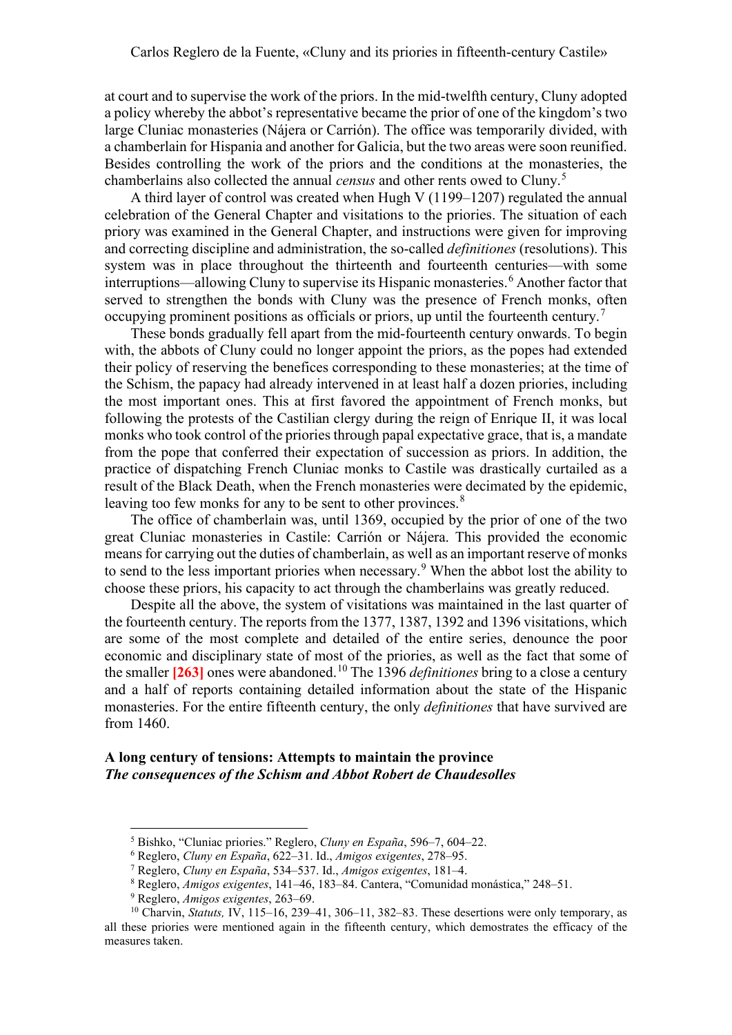at court and to supervise the work of the priors. In the mid-twelfth century, Cluny adopted a policy whereby the abbot's representative became the prior of one of the kingdom's two large Cluniac monasteries (Nájera or Carrión). The office was temporarily divided, with a chamberlain for Hispania and another for Galicia, but the two areas were soon reunified. Besides controlling the work of the priors and the conditions at the monasteries, the chamberlains also collected the annual *census* and other rents owed to Cluny.[5]

A third layer of control was created when Hugh V (1199–1207) regulated the annual celebration of the General Chapter and visitations to the priories. The situation of each priory was examined in the General Chapter, and instructions were given for improving and correcting discipline and administration, the so-called *definitiones* (resolutions). This system was in place throughout the thirteenth and fourteenth centuries—with some interruptions—allowing Cluny to supervise its Hispanic monasteries.[6] Another factor that served to strengthen the bonds with Cluny was the presence of French monks, often occupying prominent positions as officials or priors, up until the fourteenth century.[7]

These bonds gradually fell apart from the mid-fourteenth century onwards. To begin with, the abbots of Cluny could no longer appoint the priors, as the popes had extended their policy of reserving the benefices corresponding to these monasteries; at the time of the Schism, the papacy had already intervened in at least half a dozen priories, including the most important ones. This at first favored the appointment of French monks, but following the protests of the Castilian clergy during the reign of Enrique II, it was local monks who took control of the priories through papal expectative grace, that is, a mandate from the pope that conferred their expectation of succession as priors. In addition, the practice of dispatching French Cluniac monks to Castile was drastically curtailed as a result of the Black Death, when the French monasteries were decimated by the epidemic, leaving too few monks for any to be sent to other provinces.[8]

The office of chamberlain was, until 1369, occupied by the prior of one of the two great Cluniac monasteries in Castile: Carrión or Nájera. This provided the economic means for carrying out the duties of chamberlain, as well as an important reserve of monks to send to the less important priories when necessary.[9] When the abbot lost the ability to choose these priors, his capacity to act through the chamberlains was greatly reduced.

Despite all the above, the system of visitations was maintained in the last quarter of the fourteenth century. The reports from the 1377, 1387, 1392 and 1396 visitations, which are some of the most complete and detailed of the entire series, denounce the poor economic and disciplinary state of most of the priories, as well as the fact that some of the smaller **[263]** ones were abandoned.[10] The 1396 *definitiones* bring to a close a century and a half of reports containing detailed information about the state of the Hispanic monasteries. For the entire fifteenth century, the only *definitiones* that have survived are from 1460.

### A long century of tensions: Attempts to maintain the province

#### *The consequences of the Schism and Abbot Robert de Chaudesolles*

---

[5] Bishko, "Cluniac priories." Reglero, *Cluny en España*, 596–7, 604–22.

[6] Reglero, *Cluny en España*, 622–31. Id., *Amigos exigentes*, 278–95.

[7] Reglero, *Cluny en España*, 534–537. Id., *Amigos exigentes*, 181–4.

[8] Reglero, *Amigos exigentes*, 141–46, 183–84. Cantera, "Comunidad monástica," 248–51.

[9] Reglero, *Amigos exigentes*, 263–69.

[10] Charvin, *Statuts,* IV, 115–16, 239–41, 306–11, 382–83. These desertions were only temporary, as all these priories were mentioned again in the fifteenth century, which demostrates the efficacy of the measures taken.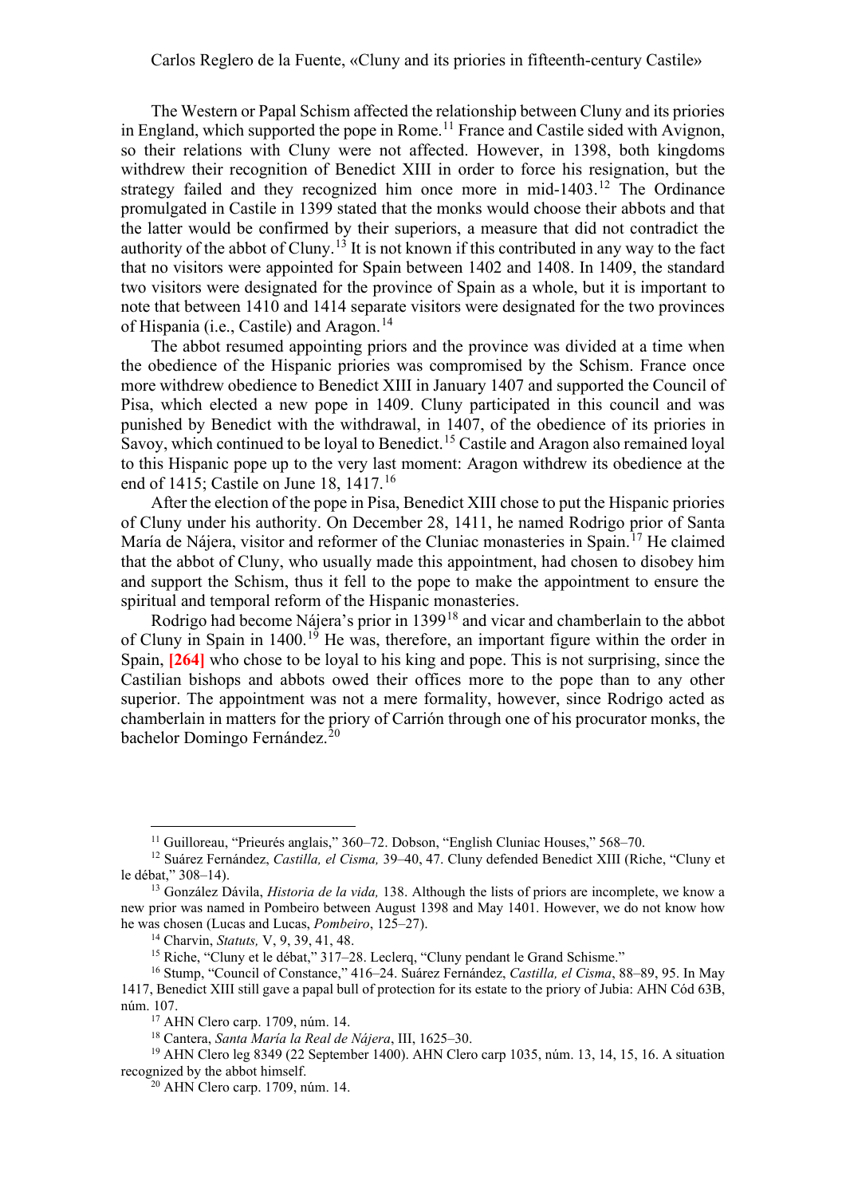The Western or Papal Schism affected the relationship between Cluny and its priories in England, which supported the pope in Rome.[11] France and Castile sided with Avignon, so their relations with Cluny were not affected. However, in 1398, both kingdoms withdrew their recognition of Benedict XIII in order to force his resignation, but the strategy failed and they recognized him once more in mid-1403.[12] The Ordinance promulgated in Castile in 1399 stated that the monks would choose their abbots and that the latter would be confirmed by their superiors, a measure that did not contradict the authority of the abbot of Cluny.[13] It is not known if this contributed in any way to the fact that no visitors were appointed for Spain between 1402 and 1408. In 1409, the standard two visitors were designated for the province of Spain as a whole, but it is important to note that between 1410 and 1414 separate visitors were designated for the two provinces of Hispania (i.e., Castile) and Aragon.[14]

The abbot resumed appointing priors and the province was divided at a time when the obedience of the Hispanic priories was compromised by the Schism. France once more withdrew obedience to Benedict XIII in January 1407 and supported the Council of Pisa, which elected a new pope in 1409. Cluny participated in this council and was punished by Benedict with the withdrawal, in 1407, of the obedience of its priories in Savoy, which continued to be loyal to Benedict.[15] Castile and Aragon also remained loyal to this Hispanic pope up to the very last moment: Aragon withdrew its obedience at the end of 1415; Castile on June 18, 1417.[16]

After the election of the pope in Pisa, Benedict XIII chose to put the Hispanic priories of Cluny under his authority. On December 28, 1411, he named Rodrigo prior of Santa María de Nájera, visitor and reformer of the Cluniac monasteries in Spain.[17] He claimed that the abbot of Cluny, who usually made this appointment, had chosen to disobey him and support the Schism, thus it fell to the pope to make the appointment to ensure the spiritual and temporal reform of the Hispanic monasteries.

Rodrigo had become Nájera's prior in 1399[18] and vicar and chamberlain to the abbot of Cluny in Spain in 1400.[19] He was, therefore, an important figure within the order in Spain, **[264]** who chose to be loyal to his king and pope. This is not surprising, since the Castilian bishops and abbots owed their offices more to the pope than to any other superior. The appointment was not a mere formality, however, since Rodrigo acted as chamberlain in matters for the priory of Carrión through one of his procurator monks, the bachelor Domingo Fernández.[20]

---

[11] Guilloreau, "Prieurés anglais," 360–72. Dobson, "English Cluniac Houses," 568–70.

[12] Suárez Fernández, *Castilla, el Cisma,* 39–40, 47. Cluny defended Benedict XIII (Riche, "Cluny et le débat," 308–14).

[13] González Dávila, *Historia de la vida,* 138. Although the lists of priors are incomplete, we know a new prior was named in Pombeiro between August 1398 and May 1401. However, we do not know how he was chosen (Lucas and Lucas, *Pombeiro*, 125–27).

[14] Charvin, *Statuts,* V, 9, 39, 41, 48.

[15] Riche, "Cluny et le débat," 317–28. Leclerq, "Cluny pendant le Grand Schisme."

[16] Stump, "Council of Constance," 416–24. Suárez Fernández, *Castilla, el Cisma*, 88–89, 95. In May 1417, Benedict XIII still gave a papal bull of protection for its estate to the priory of Jubia: AHN Cód 63B, núm. 107.

[17] AHN Clero carp. 1709, núm. 14.

[18] Cantera, *Santa María la Real de Nájera*, III, 1625–30.

[19] AHN Clero leg 8349 (22 September 1400). AHN Clero carp 1035, núm. 13, 14, 15, 16. A situation recognized by the abbot himself.

[20] AHN Clero carp. 1709, núm. 14.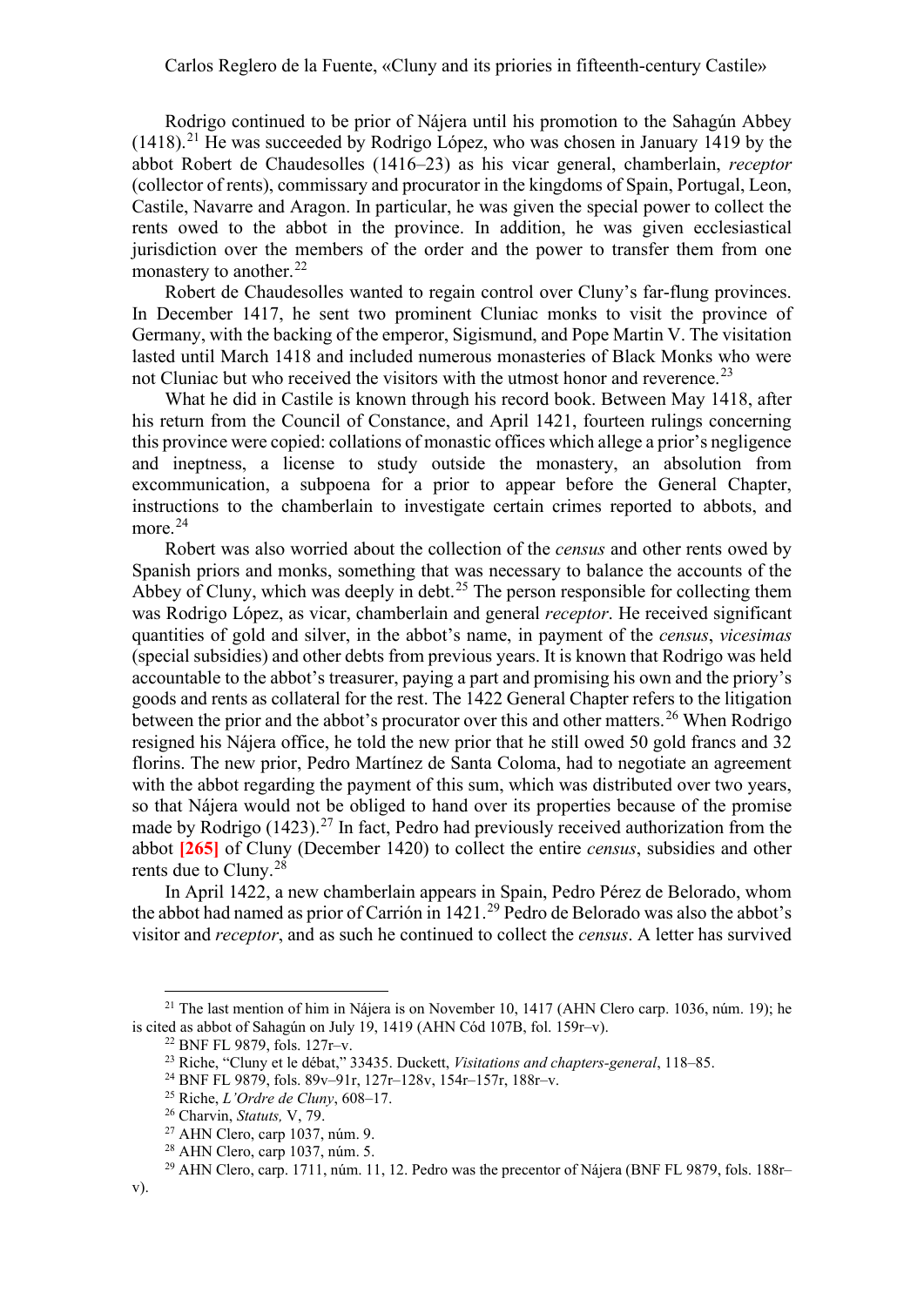Rodrigo continued to be prior of Nájera until his promotion to the Sahagún Abbey (1418).[21] He was succeeded by Rodrigo López, who was chosen in January 1419 by the abbot Robert de Chaudesolles (1416–23) as his vicar general, chamberlain, *receptor* (collector of rents), commissary and procurator in the kingdoms of Spain, Portugal, Leon, Castile, Navarre and Aragon. In particular, he was given the special power to collect the rents owed to the abbot in the province. In addition, he was given ecclesiastical jurisdiction over the members of the order and the power to transfer them from one monastery to another.[22]

Robert de Chaudesolles wanted to regain control over Cluny's far-flung provinces. In December 1417, he sent two prominent Cluniac monks to visit the province of Germany, with the backing of the emperor, Sigismund, and Pope Martin V. The visitation lasted until March 1418 and included numerous monasteries of Black Monks who were not Cluniac but who received the visitors with the utmost honor and reverence.[23]

What he did in Castile is known through his record book. Between May 1418, after his return from the Council of Constance, and April 1421, fourteen rulings concerning this province were copied: collations of monastic offices which allege a prior's negligence and ineptness, a license to study outside the monastery, an absolution from excommunication, a subpoena for a prior to appear before the General Chapter, instructions to the chamberlain to investigate certain crimes reported to abbots, and more.[24]

Robert was also worried about the collection of the *census* and other rents owed by Spanish priors and monks, something that was necessary to balance the accounts of the Abbey of Cluny, which was deeply in debt.[25] The person responsible for collecting them was Rodrigo López, as vicar, chamberlain and general *receptor*. He received significant quantities of gold and silver, in the abbot's name, in payment of the *census*, *vicesimas* (special subsidies) and other debts from previous years. It is known that Rodrigo was held accountable to the abbot's treasurer, paying a part and promising his own and the priory's goods and rents as collateral for the rest. The 1422 General Chapter refers to the litigation between the prior and the abbot's procurator over this and other matters.[26] When Rodrigo resigned his Nájera office, he told the new prior that he still owed 50 gold francs and 32 florins. The new prior, Pedro Martínez de Santa Coloma, had to negotiate an agreement with the abbot regarding the payment of this sum, which was distributed over two years, so that Nájera would not be obliged to hand over its properties because of the promise made by Rodrigo (1423).[27] In fact, Pedro had previously received authorization from the abbot **[265]** of Cluny (December 1420) to collect the entire *census*, subsidies and other rents due to Cluny.[28]

In April 1422, a new chamberlain appears in Spain, Pedro Pérez de Belorado, whom the abbot had named as prior of Carrión in 1421.[29] Pedro de Belorado was also the abbot's visitor and *receptor*, and as such he continued to collect the *census*. A letter has survived

---

[21] The last mention of him in Nájera is on November 10, 1417 (AHN Clero carp. 1036, núm. 19); he is cited as abbot of Sahagún on July 19, 1419 (AHN Cód 107B, fol. 159r–v).

[22] BNF FL 9879, fols. 127r–v.

[23] Riche, "Cluny et le débat," 33435. Duckett, *Visitations and chapters-general*, 118–85.

[24] BNF FL 9879, fols. 89v–91r, 127r–128v, 154r–157r, 188r–v.

[25] Riche, *L'Ordre de Cluny*, 608–17.

[26] Charvin, *Statuts,* V, 79.

[27] AHN Clero, carp 1037, núm. 9.

[28] AHN Clero, carp 1037, núm. 5.

[29] AHN Clero, carp. 1711, núm. 11, 12. Pedro was the precentor of Nájera (BNF FL 9879, fols. 188r–v).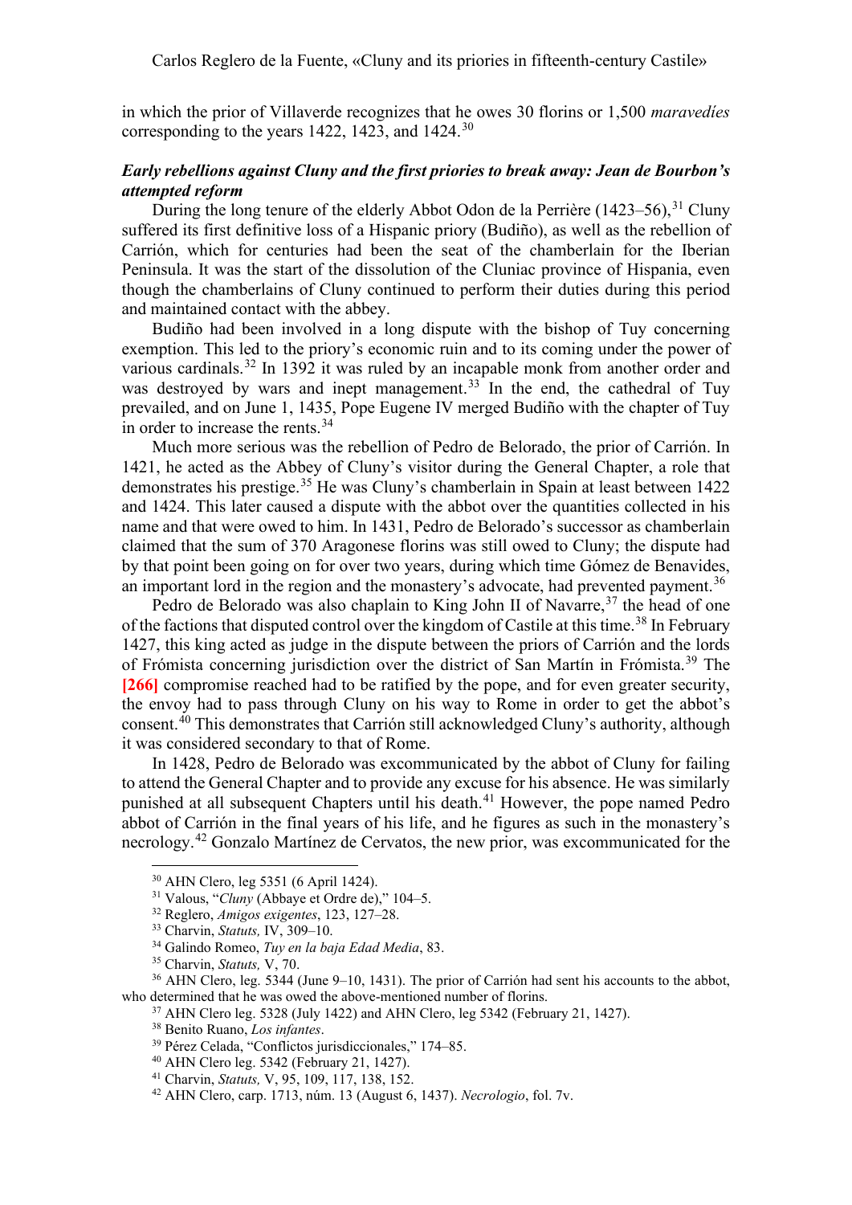in which the prior of Villaverde recognizes that he owes 30 florins or 1,500 *maravedíes* corresponding to the years 1422, 1423, and 1424.[30]

### *Early rebellions against Cluny and the first priories to break away: Jean de Bourbon's attempted reform*

During the long tenure of the elderly Abbot Odon de la Perrière (1423–56),[31] Cluny suffered its first definitive loss of a Hispanic priory (Budiño), as well as the rebellion of Carrión, which for centuries had been the seat of the chamberlain for the Iberian Peninsula. It was the start of the dissolution of the Cluniac province of Hispania, even though the chamberlains of Cluny continued to perform their duties during this period and maintained contact with the abbey.

Budiño had been involved in a long dispute with the bishop of Tuy concerning exemption. This led to the priory's economic ruin and to its coming under the power of various cardinals.[32] In 1392 it was ruled by an incapable monk from another order and was destroyed by wars and inept management.[33] In the end, the cathedral of Tuy prevailed, and on June 1, 1435, Pope Eugene IV merged Budiño with the chapter of Tuy in order to increase the rents.[34]

Much more serious was the rebellion of Pedro de Belorado, the prior of Carrión. In 1421, he acted as the Abbey of Cluny's visitor during the General Chapter, a role that demonstrates his prestige.[35] He was Cluny's chamberlain in Spain at least between 1422 and 1424. This later caused a dispute with the abbot over the quantities collected in his name and that were owed to him. In 1431, Pedro de Belorado's successor as chamberlain claimed that the sum of 370 Aragonese florins was still owed to Cluny; the dispute had by that point been going on for over two years, during which time Gómez de Benavides, an important lord in the region and the monastery's advocate, had prevented payment.[36]

Pedro de Belorado was also chaplain to King John II of Navarre,[37] the head of one of the factions that disputed control over the kingdom of Castile at this time.[38] In February 1427, this king acted as judge in the dispute between the priors of Carrión and the lords of Frómista concerning jurisdiction over the district of San Martín in Frómista.[39] The **[266]** compromise reached had to be ratified by the pope, and for even greater security, the envoy had to pass through Cluny on his way to Rome in order to get the abbot's consent.[40] This demonstrates that Carrión still acknowledged Cluny's authority, although it was considered secondary to that of Rome.

In 1428, Pedro de Belorado was excommunicated by the abbot of Cluny for failing to attend the General Chapter and to provide any excuse for his absence. He was similarly punished at all subsequent Chapters until his death.[41] However, the pope named Pedro abbot of Carrión in the final years of his life, and he figures as such in the monastery's necrology.[42] Gonzalo Martínez de Cervatos, the new prior, was excommunicated for the

---

[30] AHN Clero, leg 5351 (6 April 1424).

[31] Valous, "*Cluny* (Abbaye et Ordre de)," 104–5.

[32] Reglero, *Amigos exigentes*, 123, 127–28.

[33] Charvin, *Statuts,* IV, 309–10.

[34] Galindo Romeo, *Tuy en la baja Edad Media*, 83.

[35] Charvin, *Statuts,* V, 70.

[36] AHN Clero, leg. 5344 (June 9–10, 1431). The prior of Carrión had sent his accounts to the abbot, who determined that he was owed the above-mentioned number of florins.

[37] AHN Clero leg. 5328 (July 1422) and AHN Clero, leg 5342 (February 21, 1427).

[38] Benito Ruano, *Los infantes*.

[39] Pérez Celada, "Conflictos jurisdiccionales," 174–85.

[40] AHN Clero leg. 5342 (February 21, 1427).

[41] Charvin, *Statuts,* V, 95, 109, 117, 138, 152.

[42] AHN Clero, carp. 1713, núm. 13 (August 6, 1437). *Necrologio*, fol. 7v.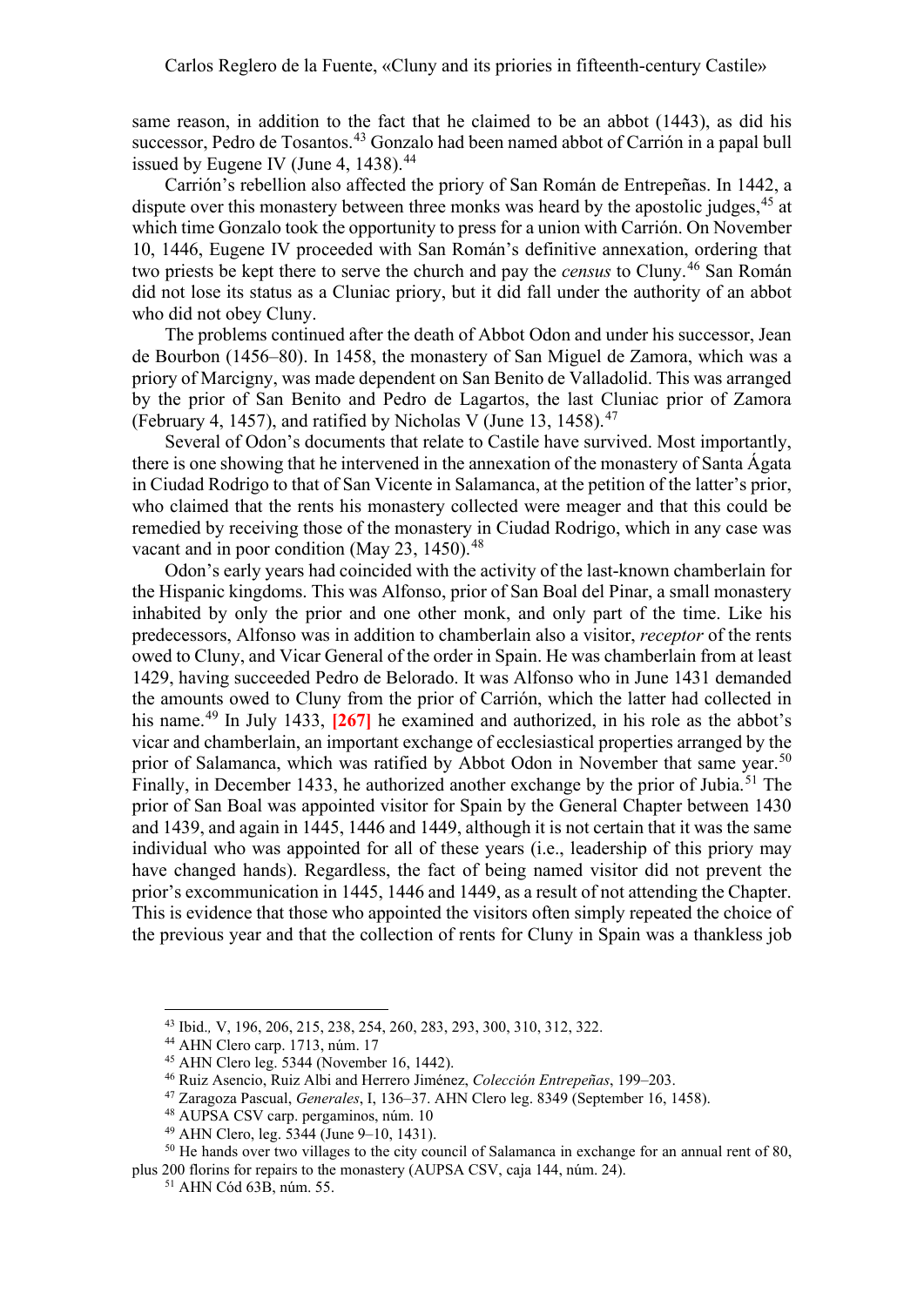same reason, in addition to the fact that he claimed to be an abbot (1443), as did his successor, Pedro de Tosantos.[43] Gonzalo had been named abbot of Carrión in a papal bull issued by Eugene IV (June 4, 1438).[44]

Carrión's rebellion also affected the priory of San Román de Entrepeñas. In 1442, a dispute over this monastery between three monks was heard by the apostolic judges,[45] at which time Gonzalo took the opportunity to press for a union with Carrión. On November 10, 1446, Eugene IV proceeded with San Román's definitive annexation, ordering that two priests be kept there to serve the church and pay the *census* to Cluny.[46] San Román did not lose its status as a Cluniac priory, but it did fall under the authority of an abbot who did not obey Cluny.

The problems continued after the death of Abbot Odon and under his successor, Jean de Bourbon (1456–80). In 1458, the monastery of San Miguel de Zamora, which was a priory of Marcigny, was made dependent on San Benito de Valladolid. This was arranged by the prior of San Benito and Pedro de Lagartos, the last Cluniac prior of Zamora (February 4, 1457), and ratified by Nicholas V (June 13, 1458).[47]

Several of Odon's documents that relate to Castile have survived. Most importantly, there is one showing that he intervened in the annexation of the monastery of Santa Ágata in Ciudad Rodrigo to that of San Vicente in Salamanca, at the petition of the latter's prior, who claimed that the rents his monastery collected were meager and that this could be remedied by receiving those of the monastery in Ciudad Rodrigo, which in any case was vacant and in poor condition (May 23, 1450).[48]

Odon's early years had coincided with the activity of the last-known chamberlain for the Hispanic kingdoms. This was Alfonso, prior of San Boal del Pinar, a small monastery inhabited by only the prior and one other monk, and only part of the time. Like his predecessors, Alfonso was in addition to chamberlain also a visitor, *receptor* of the rents owed to Cluny, and Vicar General of the order in Spain. He was chamberlain from at least 1429, having succeeded Pedro de Belorado. It was Alfonso who in June 1431 demanded the amounts owed to Cluny from the prior of Carrión, which the latter had collected in his name.[49] In July 1433, **[267]** he examined and authorized, in his role as the abbot's vicar and chamberlain, an important exchange of ecclesiastical properties arranged by the prior of Salamanca, which was ratified by Abbot Odon in November that same year.[50] Finally, in December 1433, he authorized another exchange by the prior of Jubia.[51] The prior of San Boal was appointed visitor for Spain by the General Chapter between 1430 and 1439, and again in 1445, 1446 and 1449, although it is not certain that it was the same individual who was appointed for all of these years (i.e., leadership of this priory may have changed hands). Regardless, the fact of being named visitor did not prevent the prior's excommunication in 1445, 1446 and 1449, as a result of not attending the Chapter. This is evidence that those who appointed the visitors often simply repeated the choice of the previous year and that the collection of rents for Cluny in Spain was a thankless job

[43] Ibid., V, 196, 206, 215, 238, 254, 260, 283, 293, 300, 310, 312, 322.

[44] AHN Clero carp. 1713, núm. 17

[45] AHN Clero leg. 5344 (November 16, 1442).

[46] Ruiz Asencio, Ruiz Albi and Herrero Jiménez, *Colección Entrepeñas*, 199–203.

[47] Zaragoza Pascual, *Generales*, I, 136–37. AHN Clero leg. 8349 (September 16, 1458).

[48] AUPSA CSV carp. pergaminos, núm. 10

[49] AHN Clero, leg. 5344 (June 9–10, 1431).

[50] He hands over two villages to the city council of Salamanca in exchange for an annual rent of 80, plus 200 florins for repairs to the monastery (AUPSA CSV, caja 144, núm. 24).

[51] AHN Cód 63B, núm. 55.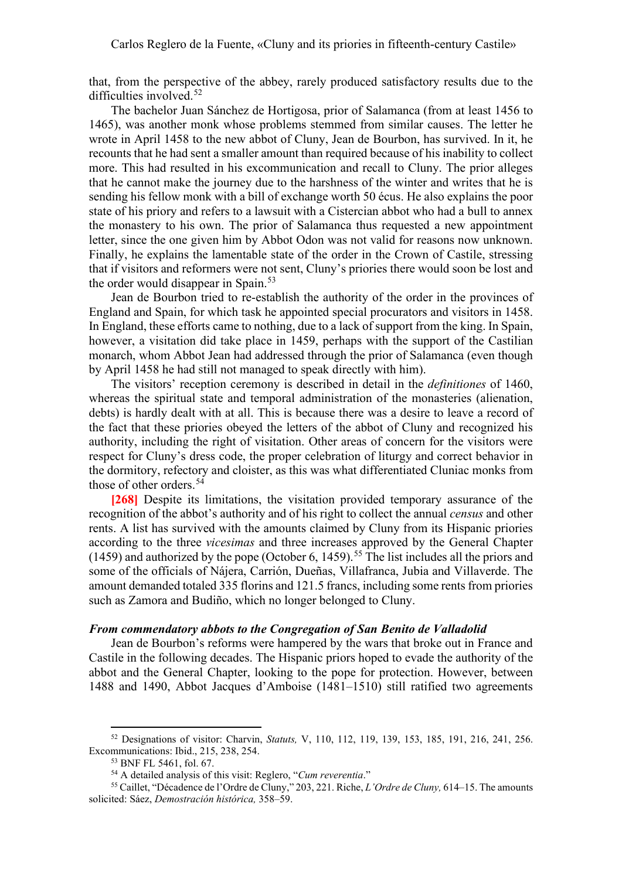that, from the perspective of the abbey, rarely produced satisfactory results due to the difficulties involved.[52]

The bachelor Juan Sánchez de Hortigosa, prior of Salamanca (from at least 1456 to 1465), was another monk whose problems stemmed from similar causes. The letter he wrote in April 1458 to the new abbot of Cluny, Jean de Bourbon, has survived. In it, he recounts that he had sent a smaller amount than required because of his inability to collect more. This had resulted in his excommunication and recall to Cluny. The prior alleges that he cannot make the journey due to the harshness of the winter and writes that he is sending his fellow monk with a bill of exchange worth 50 écus. He also explains the poor state of his priory and refers to a lawsuit with a Cistercian abbot who had a bull to annex the monastery to his own. The prior of Salamanca thus requested a new appointment letter, since the one given him by Abbot Odon was not valid for reasons now unknown. Finally, he explains the lamentable state of the order in the Crown of Castile, stressing that if visitors and reformers were not sent, Cluny's priories there would soon be lost and the order would disappear in Spain.[53]

Jean de Bourbon tried to re-establish the authority of the order in the provinces of England and Spain, for which task he appointed special procurators and visitors in 1458. In England, these efforts came to nothing, due to a lack of support from the king. In Spain, however, a visitation did take place in 1459, perhaps with the support of the Castilian monarch, whom Abbot Jean had addressed through the prior of Salamanca (even though by April 1458 he had still not managed to speak directly with him).

The visitors' reception ceremony is described in detail in the *definitiones* of 1460, whereas the spiritual state and temporal administration of the monasteries (alienation, debts) is hardly dealt with at all. This is because there was a desire to leave a record of the fact that these priories obeyed the letters of the abbot of Cluny and recognized his authority, including the right of visitation. Other areas of concern for the visitors were respect for Cluny's dress code, the proper celebration of liturgy and correct behavior in the dormitory, refectory and cloister, as this was what differentiated Cluniac monks from those of other orders.[54]

**[268]** Despite its limitations, the visitation provided temporary assurance of the recognition of the abbot's authority and of his right to collect the annual *census* and other rents. A list has survived with the amounts claimed by Cluny from its Hispanic priories according to the three *vicesimas* and three increases approved by the General Chapter (1459) and authorized by the pope (October 6, 1459).[55] The list includes all the priors and some of the officials of Nájera, Carrión, Dueñas, Villafranca, Jubia and Villaverde. The amount demanded totaled 335 florins and 121.5 francs, including some rents from priories such as Zamora and Budiño, which no longer belonged to Cluny.

### *From commendatory abbots to the Congregation of San Benito de Valladolid*

Jean de Bourbon's reforms were hampered by the wars that broke out in France and Castile in the following decades. The Hispanic priors hoped to evade the authority of the abbot and the General Chapter, looking to the pope for protection. However, between 1488 and 1490, Abbot Jacques d'Amboise (1481–1510) still ratified two agreements

---

[52] Designations of visitor: Charvin, *Statuts,* V, 110, 112, 119, 139, 153, 185, 191, 216, 241, 256. Excommunications: Ibid., 215, 238, 254.

[53] BNF FL 5461, fol. 67.

[54] A detailed analysis of this visit: Reglero, "*Cum reverentia*."

[55] Caillet, "Décadence de l'Ordre de Cluny," 203, 221. Riche, *L'Ordre de Cluny,* 614–15. The amounts solicited: Sáez, *Demostración histórica,* 358–59.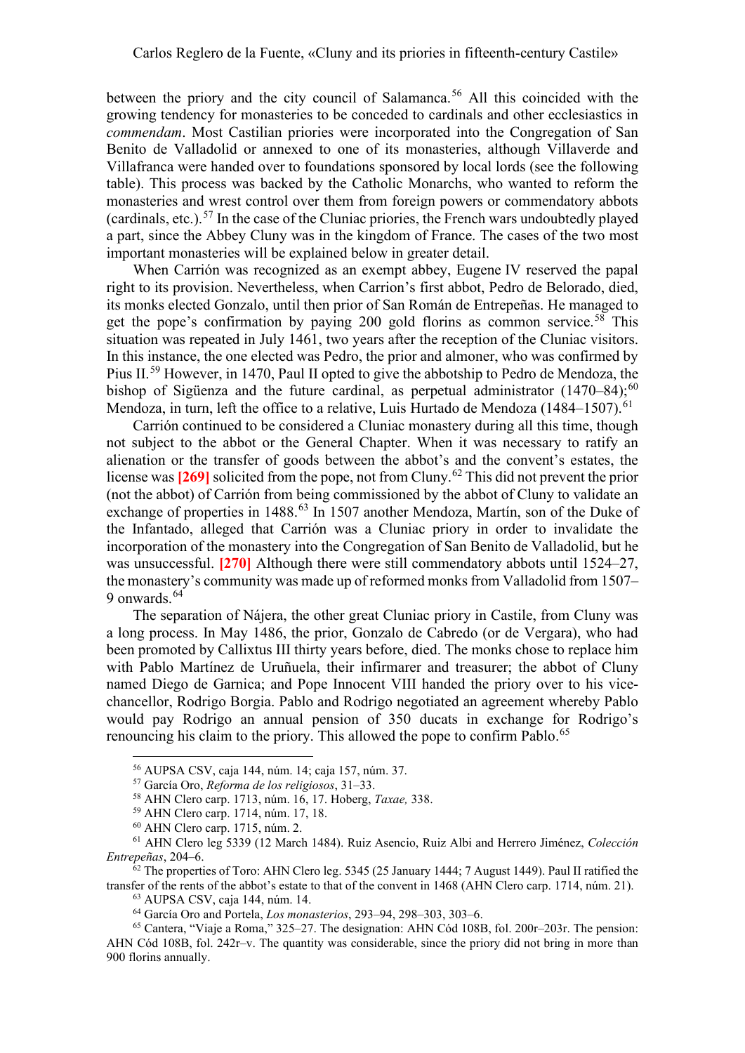between the priory and the city council of Salamanca.[56] All this coincided with the growing tendency for monasteries to be conceded to cardinals and other ecclesiastics in *commendam*. Most Castilian priories were incorporated into the Congregation of San Benito de Valladolid or annexed to one of its monasteries, although Villaverde and Villafranca were handed over to foundations sponsored by local lords (see the following table). This process was backed by the Catholic Monarchs, who wanted to reform the monasteries and wrest control over them from foreign powers or commendatory abbots (cardinals, etc.).[57] In the case of the Cluniac priories, the French wars undoubtedly played a part, since the Abbey Cluny was in the kingdom of France. The cases of the two most important monasteries will be explained below in greater detail.

When Carrión was recognized as an exempt abbey, Eugene IV reserved the papal right to its provision. Nevertheless, when Carrion's first abbot, Pedro de Belorado, died, its monks elected Gonzalo, until then prior of San Román de Entrepeñas. He managed to get the pope's confirmation by paying 200 gold florins as common service.[58] This situation was repeated in July 1461, two years after the reception of the Cluniac visitors. In this instance, the one elected was Pedro, the prior and almoner, who was confirmed by Pius II.[59] However, in 1470, Paul II opted to give the abbotship to Pedro de Mendoza, the bishop of Sigüenza and the future cardinal, as perpetual administrator (1470–84);[60] Mendoza, in turn, left the office to a relative, Luis Hurtado de Mendoza (1484–1507).[61]

Carrión continued to be considered a Cluniac monastery during all this time, though not subject to the abbot or the General Chapter. When it was necessary to ratify an alienation or the transfer of goods between the abbot's and the convent's estates, the license was **[269]** solicited from the pope, not from Cluny.[62] This did not prevent the prior (not the abbot) of Carrión from being commissioned by the abbot of Cluny to validate an exchange of properties in 1488.[63] In 1507 another Mendoza, Martín, son of the Duke of the Infantado, alleged that Carrión was a Cluniac priory in order to invalidate the incorporation of the monastery into the Congregation of San Benito de Valladolid, but he was unsuccessful. **[270]** Although there were still commendatory abbots until 1524–27, the monastery's community was made up of reformed monks from Valladolid from 1507–9 onwards.[64]

The separation of Nájera, the other great Cluniac priory in Castile, from Cluny was a long process. In May 1486, the prior, Gonzalo de Cabredo (or de Vergara), who had been promoted by Callixtus III thirty years before, died. The monks chose to replace him with Pablo Martínez de Uruñuela, their infirmarer and treasurer; the abbot of Cluny named Diego de Garnica; and Pope Innocent VIII handed the priory over to his vice-chancellor, Rodrigo Borgia. Pablo and Rodrigo negotiated an agreement whereby Pablo would pay Rodrigo an annual pension of 350 ducats in exchange for Rodrigo's renouncing his claim to the priory. This allowed the pope to confirm Pablo.[65]

---

[56] AUPSA CSV, caja 144, núm. 14; caja 157, núm. 37.

[57] García Oro, *Reforma de los religiosos*, 31–33.

[58] AHN Clero carp. 1713, núm. 16, 17. Hoberg, *Taxae,* 338.

[59] AHN Clero carp. 1714, núm. 17, 18.

[60] AHN Clero carp. 1715, núm. 2.

[61] AHN Clero leg 5339 (12 March 1484). Ruiz Asencio, Ruiz Albi and Herrero Jiménez, *Colección Entrepeñas*, 204–6.

[62] The properties of Toro: AHN Clero leg. 5345 (25 January 1444; 7 August 1449). Paul II ratified the transfer of the rents of the abbot's estate to that of the convent in 1468 (AHN Clero carp. 1714, núm. 21).

[63] AUPSA CSV, caja 144, núm. 14.

[64] García Oro and Portela, *Los monasterios*, 293–94, 298–303, 303–6.

[65] Cantera, "Viaje a Roma," 325–27. The designation: AHN Cód 108B, fol. 200r–203r. The pension: AHN Cód 108B, fol. 242r–v. The quantity was considerable, since the priory did not bring in more than 900 florins annually.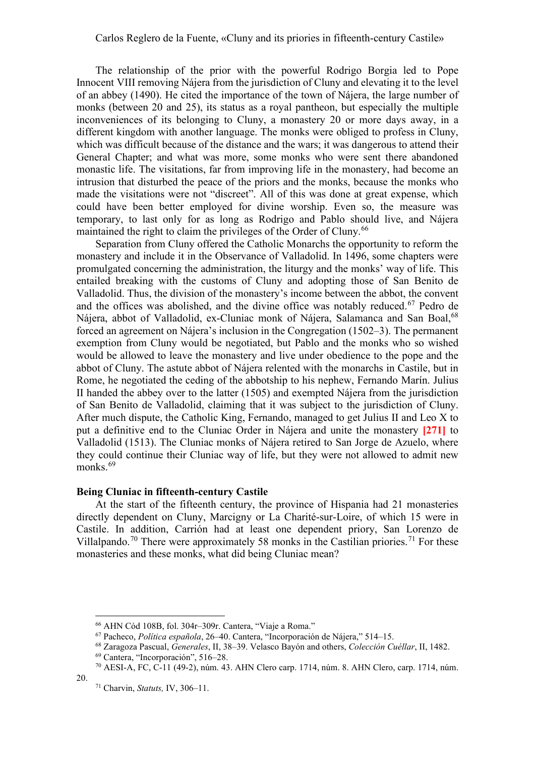The relationship of the prior with the powerful Rodrigo Borgia led to Pope Innocent VIII removing Nájera from the jurisdiction of Cluny and elevating it to the level of an abbey (1490). He cited the importance of the town of Nájera, the large number of monks (between 20 and 25), its status as a royal pantheon, but especially the multiple inconveniences of its belonging to Cluny, a monastery 20 or more days away, in a different kingdom with another language. The monks were obliged to profess in Cluny, which was difficult because of the distance and the wars; it was dangerous to attend their General Chapter; and what was more, some monks who were sent there abandoned monastic life. The visitations, far from improving life in the monastery, had become an intrusion that disturbed the peace of the priors and the monks, because the monks who made the visitations were not "discreet". All of this was done at great expense, which could have been better employed for divine worship. Even so, the measure was temporary, to last only for as long as Rodrigo and Pablo should live, and Nájera maintained the right to claim the privileges of the Order of Cluny.[66]

Separation from Cluny offered the Catholic Monarchs the opportunity to reform the monastery and include it in the Observance of Valladolid. In 1496, some chapters were promulgated concerning the administration, the liturgy and the monks' way of life. This entailed breaking with the customs of Cluny and adopting those of San Benito de Valladolid. Thus, the division of the monastery's income between the abbot, the convent and the offices was abolished, and the divine office was notably reduced.[67] Pedro de Nájera, abbot of Valladolid, ex-Cluniac monk of Nájera, Salamanca and San Boal,[68] forced an agreement on Nájera's inclusion in the Congregation (1502–3). The permanent exemption from Cluny would be negotiated, but Pablo and the monks who so wished would be allowed to leave the monastery and live under obedience to the pope and the abbot of Cluny. The astute abbot of Nájera relented with the monarchs in Castile, but in Rome, he negotiated the ceding of the abbotship to his nephew, Fernando Marín. Julius II handed the abbey over to the latter (1505) and exempted Nájera from the jurisdiction of San Benito de Valladolid, claiming that it was subject to the jurisdiction of Cluny. After much dispute, the Catholic King, Fernando, managed to get Julius II and Leo X to put a definitive end to the Cluniac Order in Nájera and unite the monastery **[271]** to Valladolid (1513). The Cluniac monks of Nájera retired to San Jorge de Azuelo, where they could continue their Cluniac way of life, but they were not allowed to admit new monks.[69]

## Being Cluniac in fifteenth-century Castile

At the start of the fifteenth century, the province of Hispania had 21 monasteries directly dependent on Cluny, Marcigny or La Charité-sur-Loire, of which 15 were in Castile. In addition, Carrión had at least one dependent priory, San Lorenzo de Villalpando.[70] There were approximately 58 monks in the Castilian priories.[71] For these monasteries and these monks, what did being Cluniac mean?

---

[66] AHN Cód 108B, fol. 304r–309r. Cantera, "Viaje a Roma."

[67] Pacheco, *Política española*, 26–40. Cantera, "Incorporación de Nájera," 514–15.

[68] Zaragoza Pascual, *Generales*, II, 38–39. Velasco Bayón and others, *Colección Cuéllar*, II, 1482.

[69] Cantera, "Incorporación", 516–28.

[70] AESI-A, FC, C-11 (49-2), núm. 43. AHN Clero carp. 1714, núm. 8. AHN Clero, carp. 1714, núm. 20.

[71] Charvin, *Statuts,* IV, 306–11.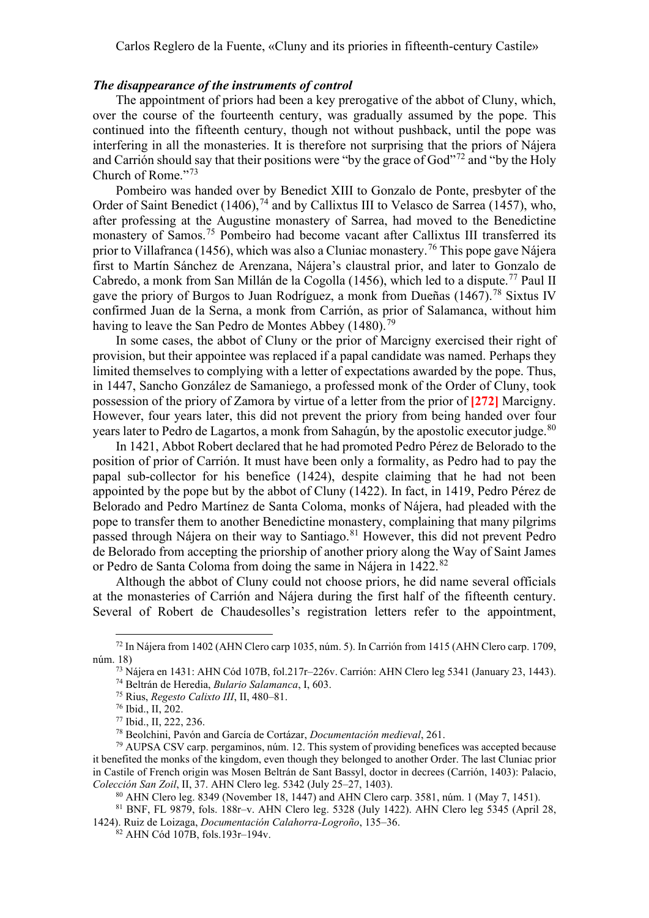### *The disappearance of the instruments of control*

The appointment of priors had been a key prerogative of the abbot of Cluny, which, over the course of the fourteenth century, was gradually assumed by the pope. This continued into the fifteenth century, though not without pushback, until the pope was interfering in all the monasteries. It is therefore not surprising that the priors of Nájera and Carrión should say that their positions were "by the grace of God"[72] and "by the Holy Church of Rome."[73]

Pombeiro was handed over by Benedict XIII to Gonzalo de Ponte, presbyter of the Order of Saint Benedict (1406),[74] and by Callixtus III to Velasco de Sarrea (1457), who, after professing at the Augustine monastery of Sarrea, had moved to the Benedictine monastery of Samos.[75] Pombeiro had become vacant after Callixtus III transferred its prior to Villafranca (1456), which was also a Cluniac monastery.[76] This pope gave Nájera first to Martín Sánchez de Arenzana, Nájera's claustral prior, and later to Gonzalo de Cabredo, a monk from San Millán de la Cogolla (1456), which led to a dispute.[77] Paul II gave the priory of Burgos to Juan Rodríguez, a monk from Dueñas (1467).[78] Sixtus IV confirmed Juan de la Serna, a monk from Carrión, as prior of Salamanca, without him having to leave the San Pedro de Montes Abbey (1480).[79]

In some cases, the abbot of Cluny or the prior of Marcigny exercised their right of provision, but their appointee was replaced if a papal candidate was named. Perhaps they limited themselves to complying with a letter of expectations awarded by the pope. Thus, in 1447, Sancho González de Samaniego, a professed monk of the Order of Cluny, took possession of the priory of Zamora by virtue of a letter from the prior of **[272]** Marcigny. However, four years later, this did not prevent the priory from being handed over four years later to Pedro de Lagartos, a monk from Sahagún, by the apostolic executor judge.[80]

In 1421, Abbot Robert declared that he had promoted Pedro Pérez de Belorado to the position of prior of Carrión. It must have been only a formality, as Pedro had to pay the papal sub-collector for his benefice (1424), despite claiming that he had not been appointed by the pope but by the abbot of Cluny (1422). In fact, in 1419, Pedro Pérez de Belorado and Pedro Martínez de Santa Coloma, monks of Nájera, had pleaded with the pope to transfer them to another Benedictine monastery, complaining that many pilgrims passed through Nájera on their way to Santiago.[81] However, this did not prevent Pedro de Belorado from accepting the priorship of another priory along the Way of Saint James or Pedro de Santa Coloma from doing the same in Nájera in 1422.[82]

Although the abbot of Cluny could not choose priors, he did name several officials at the monasteries of Carrión and Nájera during the first half of the fifteenth century. Several of Robert de Chaudesolles's registration letters refer to the appointment,

---

[72] In Nájera from 1402 (AHN Clero carp 1035, núm. 5). In Carrión from 1415 (AHN Clero carp. 1709, núm. 18)

[73] Nájera en 1431: AHN Cód 107B, fol.217r–226v. Carrión: AHN Clero leg 5341 (January 23, 1443).

[74] Beltrán de Heredia, *Bulario Salamanca*, I, 603.

[75] Rius, *Regesto Calixto III*, II, 480–81.

[76] Ibid., II, 202.

[77] Ibid., II, 222, 236.

[78] Beolchini, Pavón and García de Cortázar, *Documentación medieval*, 261.

[79] AUPSA CSV carp. pergaminos, núm. 12. This system of providing benefices was accepted because it benefited the monks of the kingdom, even though they belonged to another Order. The last Cluniac prior in Castile of French origin was Mosen Beltrán de Sant Bassyl, doctor in decrees (Carrión, 1403): Palacio, *Colección San Zoil*, II, 37. AHN Clero leg. 5342 (July 25–27, 1403).

[80] AHN Clero leg. 8349 (November 18, 1447) and AHN Clero carp. 3581, núm. 1 (May 7, 1451).

[81] BNF, FL 9879, fols. 188r–v. AHN Clero leg. 5328 (July 1422). AHN Clero leg 5345 (April 28, 1424). Ruiz de Loizaga, *Documentación Calahorra-Logroño*, 135–36.

[82] AHN Cód 107B, fols.193r–194v.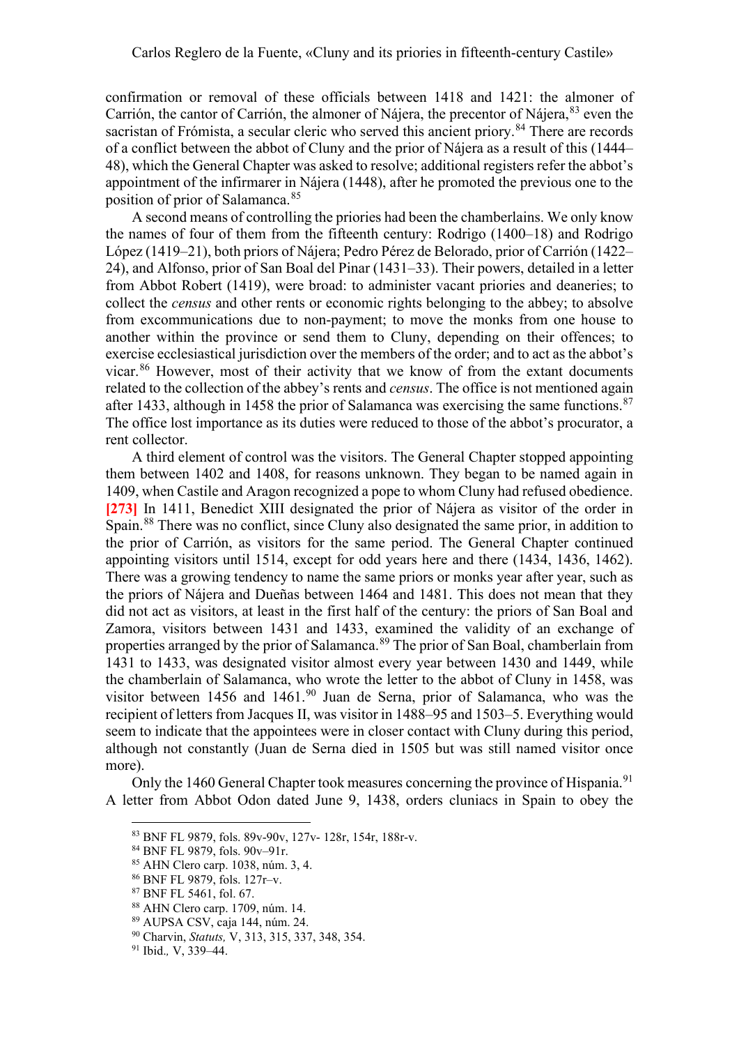confirmation or removal of these officials between 1418 and 1421: the almoner of Carrión, the cantor of Carrión, the almoner of Nájera, the precentor of Nájera,[83] even the sacristan of Frómista, a secular cleric who served this ancient priory.[84] There are records of a conflict between the abbot of Cluny and the prior of Nájera as a result of this (1444–48), which the General Chapter was asked to resolve; additional registers refer the abbot's appointment of the infirmarer in Nájera (1448), after he promoted the previous one to the position of prior of Salamanca.[85]

A second means of controlling the priories had been the chamberlains. We only know the names of four of them from the fifteenth century: Rodrigo (1400–18) and Rodrigo López (1419–21), both priors of Nájera; Pedro Pérez de Belorado, prior of Carrión (1422–24), and Alfonso, prior of San Boal del Pinar (1431–33). Their powers, detailed in a letter from Abbot Robert (1419), were broad: to administer vacant priories and deaneries; to collect the *census* and other rents or economic rights belonging to the abbey; to absolve from excommunications due to non-payment; to move the monks from one house to another within the province or send them to Cluny, depending on their offences; to exercise ecclesiastical jurisdiction over the members of the order; and to act as the abbot's vicar.[86] However, most of their activity that we know of from the extant documents related to the collection of the abbey's rents and *census*. The office is not mentioned again after 1433, although in 1458 the prior of Salamanca was exercising the same functions.[87] The office lost importance as its duties were reduced to those of the abbot's procurator, a rent collector.

A third element of control was the visitors. The General Chapter stopped appointing them between 1402 and 1408, for reasons unknown. They began to be named again in 1409, when Castile and Aragon recognized a pope to whom Cluny had refused obedience. **[273]** In 1411, Benedict XIII designated the prior of Nájera as visitor of the order in Spain.[88] There was no conflict, since Cluny also designated the same prior, in addition to the prior of Carrión, as visitors for the same period. The General Chapter continued appointing visitors until 1514, except for odd years here and there (1434, 1436, 1462). There was a growing tendency to name the same priors or monks year after year, such as the priors of Nájera and Dueñas between 1464 and 1481. This does not mean that they did not act as visitors, at least in the first half of the century: the priors of San Boal and Zamora, visitors between 1431 and 1433, examined the validity of an exchange of properties arranged by the prior of Salamanca.[89] The prior of San Boal, chamberlain from 1431 to 1433, was designated visitor almost every year between 1430 and 1449, while the chamberlain of Salamanca, who wrote the letter to the abbot of Cluny in 1458, was visitor between 1456 and 1461.[90] Juan de Serna, prior of Salamanca, who was the recipient of letters from Jacques II, was visitor in 1488–95 and 1503–5. Everything would seem to indicate that the appointees were in closer contact with Cluny during this period, although not constantly (Juan de Serna died in 1505 but was still named visitor once more).

Only the 1460 General Chapter took measures concerning the province of Hispania.[91] A letter from Abbot Odon dated June 9, 1438, orders cluniacs in Spain to obey the

---

[83] BNF FL 9879, fols. 89v-90v, 127v- 128r, 154r, 188r-v.

[84] BNF FL 9879, fols. 90v–91r.

[85] AHN Clero carp. 1038, núm. 3, 4.

[86] BNF FL 9879, fols. 127r–v.

[87] BNF FL 5461, fol. 67.

[88] AHN Clero carp. 1709, núm. 14.

[89] AUPSA CSV, caja 144, núm. 24.

[90] Charvin, *Statuts,* V, 313, 315, 337, 348, 354.

[91] Ibid.*,* V, 339–44.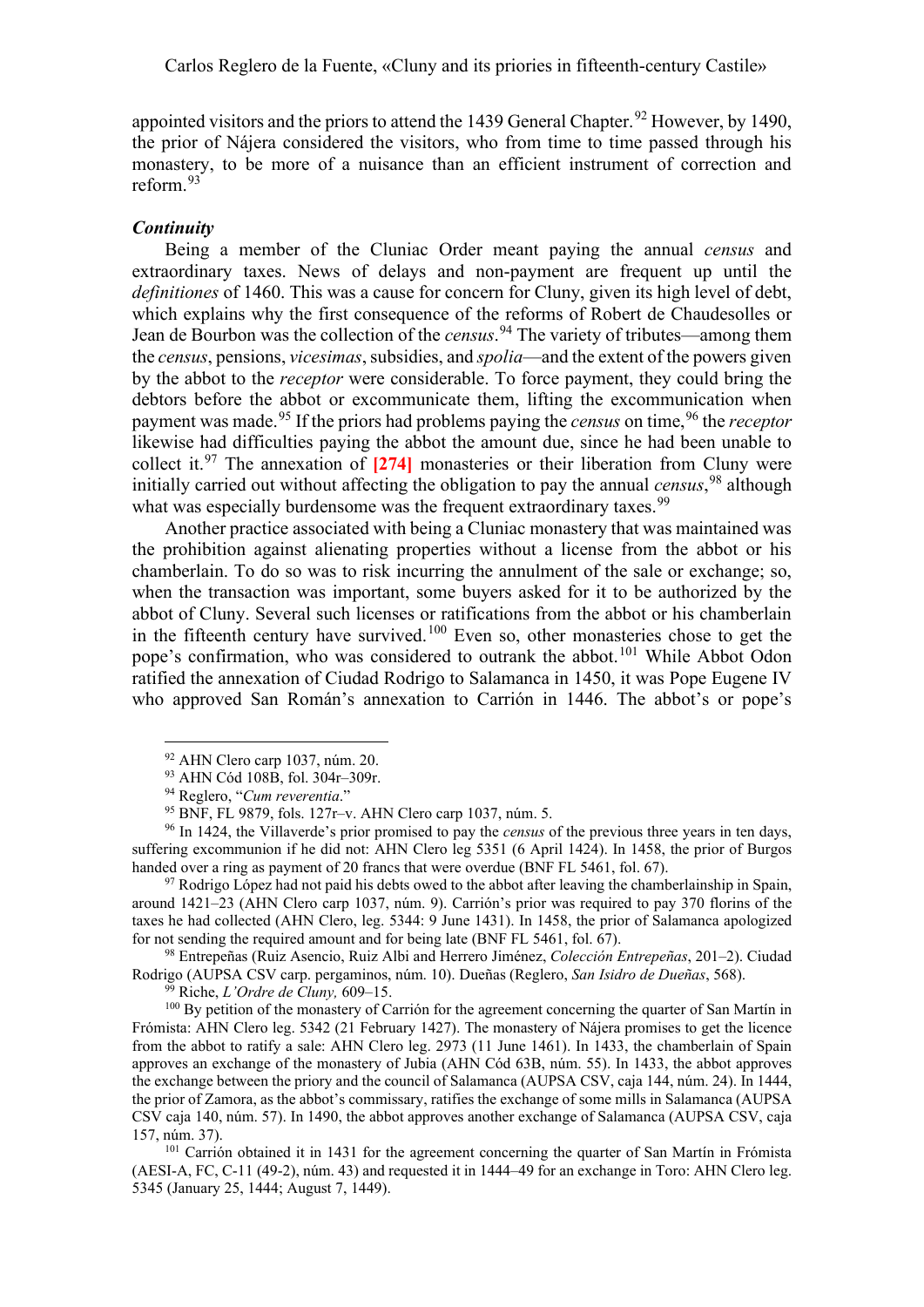appointed visitors and the priors to attend the 1439 General Chapter.[92] However, by 1490, the prior of Nájera considered the visitors, who from time to time passed through his monastery, to be more of a nuisance than an efficient instrument of correction and reform.[93]

### *Continuity*

Being a member of the Cluniac Order meant paying the annual *census* and extraordinary taxes. News of delays and non-payment are frequent up until the *definitiones* of 1460. This was a cause for concern for Cluny, given its high level of debt, which explains why the first consequence of the reforms of Robert de Chaudesolles or Jean de Bourbon was the collection of the *census*.[94] The variety of tributes—among them the *census*, pensions, *vicesimas*, subsidies, and *spolia*—and the extent of the powers given by the abbot to the *receptor* were considerable. To force payment, they could bring the debtors before the abbot or excommunicate them, lifting the excommunication when payment was made.[95] If the priors had problems paying the *census* on time,[96] the *receptor* likewise had difficulties paying the abbot the amount due, since he had been unable to collect it.[97] The annexation of **[274]** monasteries or their liberation from Cluny were initially carried out without affecting the obligation to pay the annual *census*,[98] although what was especially burdensome was the frequent extraordinary taxes.[99]

Another practice associated with being a Cluniac monastery that was maintained was the prohibition against alienating properties without a license from the abbot or his chamberlain. To do so was to risk incurring the annulment of the sale or exchange; so, when the transaction was important, some buyers asked for it to be authorized by the abbot of Cluny. Several such licenses or ratifications from the abbot or his chamberlain in the fifteenth century have survived.[100] Even so, other monasteries chose to get the pope's confirmation, who was considered to outrank the abbot.[101] While Abbot Odon ratified the annexation of Ciudad Rodrigo to Salamanca in 1450, it was Pope Eugene IV who approved San Román's annexation to Carrión in 1446. The abbot's or pope's

---

[92] AHN Clero carp 1037, núm. 20.

[93] AHN Cód 108B, fol. 304r–309r.

[94] Reglero, "*Cum reverentia*."

[95] BNF, FL 9879, fols. 127r–v. AHN Clero carp 1037, núm. 5.

[96] In 1424, the Villaverde's prior promised to pay the *census* of the previous three years in ten days, suffering excommunion if he did not: AHN Clero leg 5351 (6 April 1424). In 1458, the prior of Burgos handed over a ring as payment of 20 francs that were overdue (BNF FL 5461, fol. 67).

[97] Rodrigo López had not paid his debts owed to the abbot after leaving the chamberlainship in Spain, around 1421–23 (AHN Clero carp 1037, núm. 9). Carrión's prior was required to pay 370 florins of the taxes he had collected (AHN Clero, leg. 5344: 9 June 1431). In 1458, the prior of Salamanca apologized for not sending the required amount and for being late (BNF FL 5461, fol. 67).

[98] Entrepeñas (Ruiz Asencio, Ruiz Albi and Herrero Jiménez, *Colección Entrepeñas*, 201–2). Ciudad Rodrigo (AUPSA CSV carp. pergaminos, núm. 10). Dueñas (Reglero, *San Isidro de Dueñas*, 568).

[99] Riche, *L'Ordre de Cluny,* 609–15.

[100] By petition of the monastery of Carrión for the agreement concerning the quarter of San Martín in Frómista: AHN Clero leg. 5342 (21 February 1427). The monastery of Nájera promises to get the licence from the abbot to ratify a sale: AHN Clero leg. 2973 (11 June 1461). In 1433, the chamberlain of Spain approves an exchange of the monastery of Jubia (AHN Cód 63B, núm. 55). In 1433, the abbot approves the exchange between the priory and the council of Salamanca (AUPSA CSV, caja 144, núm. 24). In 1444, the prior of Zamora, as the abbot's commissary, ratifies the exchange of some mills in Salamanca (AUPSA CSV caja 140, núm. 57). In 1490, the abbot approves another exchange of Salamanca (AUPSA CSV, caja 157, núm. 37).

[101] Carrión obtained it in 1431 for the agreement concerning the quarter of San Martín in Frómista (AESI-A, FC, C-11 (49-2), núm. 43) and requested it in 1444–49 for an exchange in Toro: AHN Clero leg. 5345 (January 25, 1444; August 7, 1449).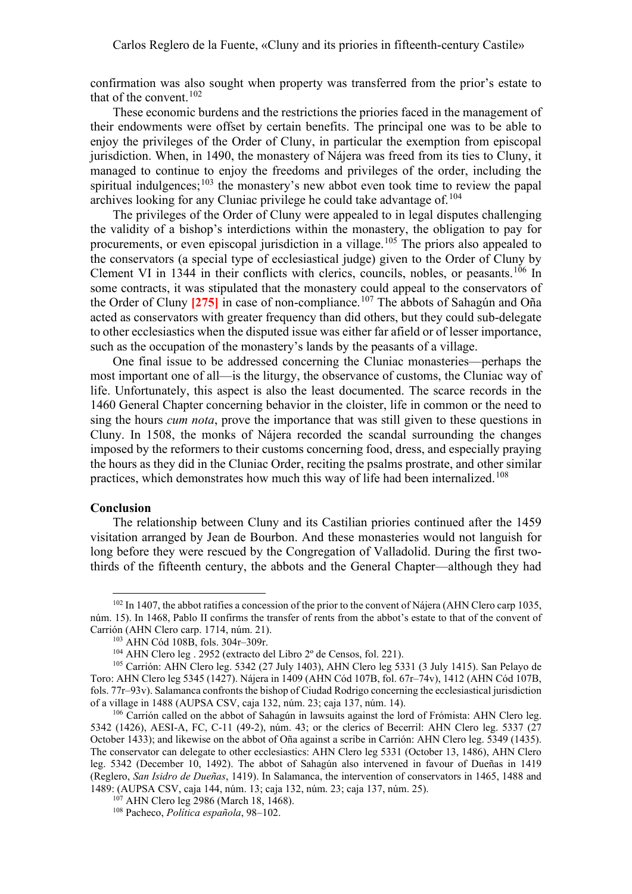confirmation was also sought when property was transferred from the prior's estate to that of the convent.[102]

These economic burdens and the restrictions the priories faced in the management of their endowments were offset by certain benefits. The principal one was to be able to enjoy the privileges of the Order of Cluny, in particular the exemption from episcopal jurisdiction. When, in 1490, the monastery of Nájera was freed from its ties to Cluny, it managed to continue to enjoy the freedoms and privileges of the order, including the spiritual indulgences;[103] the monastery's new abbot even took time to review the papal archives looking for any Cluniac privilege he could take advantage of.[104]

The privileges of the Order of Cluny were appealed to in legal disputes challenging the validity of a bishop's interdictions within the monastery, the obligation to pay for procurements, or even episcopal jurisdiction in a village.[105] The priors also appealed to the conservators (a special type of ecclesiastical judge) given to the Order of Cluny by Clement VI in 1344 in their conflicts with clerics, councils, nobles, or peasants.[106] In some contracts, it was stipulated that the monastery could appeal to the conservators of the Order of Cluny **[275]** in case of non-compliance.[107] The abbots of Sahagún and Oña acted as conservators with greater frequency than did others, but they could sub-delegate to other ecclesiastics when the disputed issue was either far afield or of lesser importance, such as the occupation of the monastery's lands by the peasants of a village.

One final issue to be addressed concerning the Cluniac monasteries—perhaps the most important one of all—is the liturgy, the observance of customs, the Cluniac way of life. Unfortunately, this aspect is also the least documented. The scarce records in the 1460 General Chapter concerning behavior in the cloister, life in common or the need to sing the hours *cum nota*, prove the importance that was still given to these questions in Cluny. In 1508, the monks of Nájera recorded the scandal surrounding the changes imposed by the reformers to their customs concerning food, dress, and especially praying the hours as they did in the Cluniac Order, reciting the psalms prostrate, and other similar practices, which demonstrates how much this way of life had been internalized.[108]

## Conclusion

The relationship between Cluny and its Castilian priories continued after the 1459 visitation arranged by Jean de Bourbon. And these monasteries would not languish for long before they were rescued by the Congregation of Valladolid. During the first two-thirds of the fifteenth century, the abbots and the General Chapter—although they had

---

[102] In 1407, the abbot ratifies a concession of the prior to the convent of Nájera (AHN Clero carp 1035, núm. 15). In 1468, Pablo II confirms the transfer of rents from the abbot's estate to that of the convent of Carrión (AHN Clero carp. 1714, núm. 21).

[103] AHN Cód 108B, fols. 304r–309r.

[104] AHN Clero leg . 2952 (extracto del Libro 2º de Censos, fol. 221).

[105] Carrión: AHN Clero leg. 5342 (27 July 1403), AHN Clero leg 5331 (3 July 1415). San Pelayo de Toro: AHN Clero leg 5345 (1427). Nájera in 1409 (AHN Cód 107B, fol. 67r–74v), 1412 (AHN Cód 107B, fols. 77r–93v). Salamanca confronts the bishop of Ciudad Rodrigo concerning the ecclesiastical jurisdiction of a village in 1488 (AUPSA CSV, caja 132, núm. 23; caja 137, núm. 14).

[106] Carrión called on the abbot of Sahagún in lawsuits against the lord of Frómista: AHN Clero leg. 5342 (1426), AESI-A, FC, C-11 (49-2), núm. 43; or the clerics of Becerril: AHN Clero leg. 5337 (27 October 1433); and likewise on the abbot of Oña against a scribe in Carrión: AHN Clero leg. 5349 (1435). The conservator can delegate to other ecclesiastics: AHN Clero leg 5331 (October 13, 1486), AHN Clero leg. 5342 (December 10, 1492). The abbot of Sahagún also intervened in favour of Dueñas in 1419 (Reglero, *San Isidro de Dueñas*, 1419). In Salamanca, the intervention of conservators in 1465, 1488 and 1489: (AUPSA CSV, caja 144, núm. 13; caja 132, núm. 23; caja 137, núm. 25).

[107] AHN Clero leg 2986 (March 18, 1468).

[108] Pacheco, *Política española*, 98–102.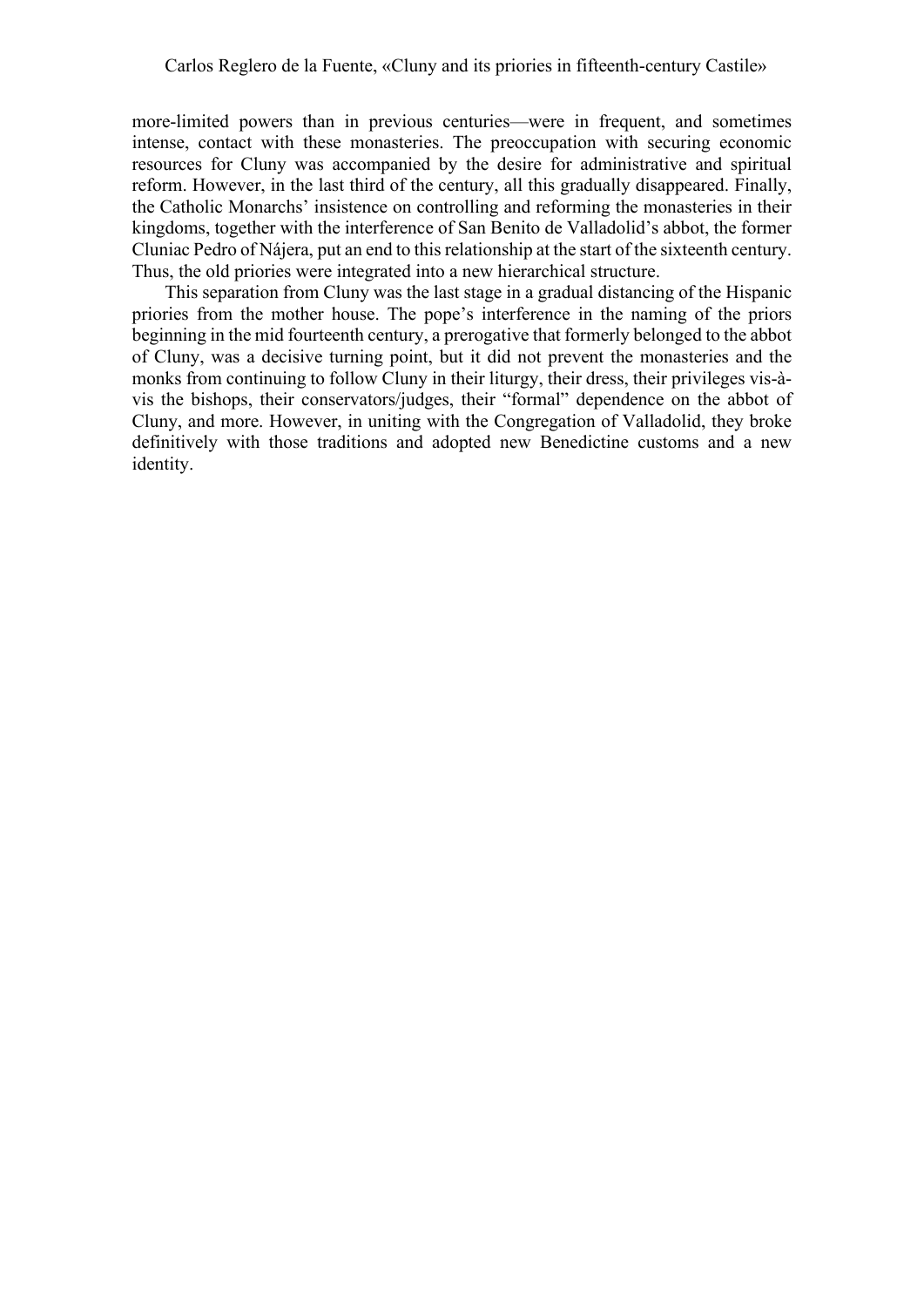more-limited powers than in previous centuries—were in frequent, and sometimes intense, contact with these monasteries. The preoccupation with securing economic resources for Cluny was accompanied by the desire for administrative and spiritual reform. However, in the last third of the century, all this gradually disappeared. Finally, the Catholic Monarchs' insistence on controlling and reforming the monasteries in their kingdoms, together with the interference of San Benito de Valladolid's abbot, the former Cluniac Pedro of Nájera, put an end to this relationship at the start of the sixteenth century. Thus, the old priories were integrated into a new hierarchical structure.

This separation from Cluny was the last stage in a gradual distancing of the Hispanic priories from the mother house. The pope's interference in the naming of the priors beginning in the mid fourteenth century, a prerogative that formerly belonged to the abbot of Cluny, was a decisive turning point, but it did not prevent the monasteries and the monks from continuing to follow Cluny in their liturgy, their dress, their privileges vis-à-vis the bishops, their conservators/judges, their "formal" dependence on the abbot of Cluny, and more. However, in uniting with the Congregation of Valladolid, they broke definitively with those traditions and adopted new Benedictine customs and a new identity.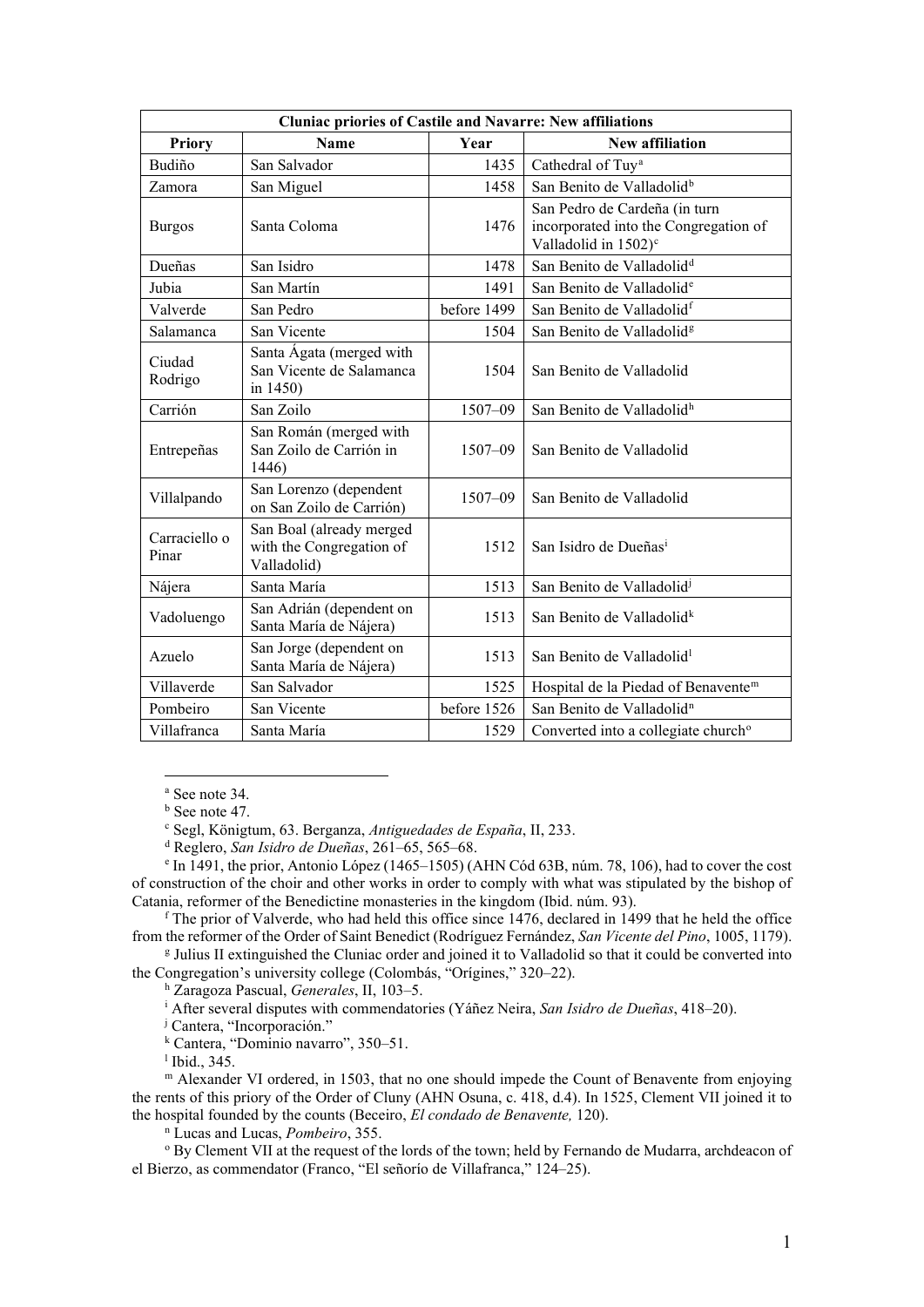| Cluniac priories of Castile and Navarre: New affiliations | | | |
|---|---|---|---|
| **Priory** | **Name** | **Year** | **New affiliation** |
| Budiño | San Salvador | 1435 | Cathedral of Tuy[a] |
| Zamora | San Miguel | 1458 | San Benito de Valladolid[b] |
| Burgos | Santa Coloma | 1476 | San Pedro de Cardeña (in turn incorporated into the Congregation of Valladolid in 1502)[c] |
| Dueñas | San Isidro | 1478 | San Benito de Valladolid[d] |
| Jubia | San Martín | 1491 | San Benito de Valladolid[e] |
| Valverde | San Pedro | before 1499 | San Benito de Valladolid[f] |
| Salamanca | San Vicente | 1504 | San Benito de Valladolid[g] |
| Ciudad Rodrigo | Santa Ágata (merged with San Vicente de Salamanca in 1450) | 1504 | San Benito de Valladolid |
| Carrión | San Zoilo | 1507–09 | San Benito de Valladolid[h] |
| Entrepeñas | San Román (merged with San Zoilo de Carrión in 1446) | 1507–09 | San Benito de Valladolid |
| Villalpando | San Lorenzo (dependent on San Zoilo de Carrión) | 1507–09 | San Benito de Valladolid |
| Carraciello o Pinar | San Boal (already merged with the Congregation of Valladolid) | 1512 | San Isidro de Dueñas[i] |
| Nájera | Santa María | 1513 | San Benito de Valladolid[j] |
| Vadoluengo | San Adrián (dependent on Santa María de Nájera) | 1513 | San Benito de Valladolid[k] |
| Azuelo | San Jorge (dependent on Santa María de Nájera) | 1513 | San Benito de Valladolid[l] |
| Villaverde | San Salvador | 1525 | Hospital de la Piedad of Benavente[m] |
| Pombeiro | San Vicente | before 1526 | San Benito de Valladolid[n] |
| Villafranca | Santa María | 1529 | Converted into a collegiate church[o] |

[a] See note 34.

[b] See note 47.

[c] Segl, Königtum, 63. Berganza, *Antiguedades de España*, II, 233.

[d] Reglero, *San Isidro de Dueñas*, 261–65, 565–68.

[e] In 1491, the prior, Antonio López (1465–1505) (AHN Cód 63B, núm. 78, 106), had to cover the cost of construction of the choir and other works in order to comply with what was stipulated by the bishop of Catania, reformer of the Benedictine monasteries in the kingdom (Ibid. núm. 93).

[f] The prior of Valverde, who had held this office since 1476, declared in 1499 that he held the office from the reformer of the Order of Saint Benedict (Rodríguez Fernández, *San Vicente del Pino*, 1005, 1179).

[g] Julius II extinguished the Cluniac order and joined it to Valladolid so that it could be converted into the Congregation's university college (Colombás, "Orígines," 320–22).

[h] Zaragoza Pascual, *Generales*, II, 103–5.

[i] After several disputes with commendatories (Yáñez Neira, *San Isidro de Dueñas*, 418–20).

[j] Cantera, "Incorporación."

[k] Cantera, "Dominio navarro", 350–51.

[l] Ibid., 345.

[m] Alexander VI ordered, in 1503, that no one should impede the Count of Benavente from enjoying the rents of this priory of the Order of Cluny (AHN Osuna, c. 418, d.4). In 1525, Clement VII joined it to the hospital founded by the counts (Beceiro, *El condado de Benavente,* 120).

[n] Lucas and Lucas, *Pombeiro*, 355.

[o] By Clement VII at the request of the lords of the town; held by Fernando de Mudarra, archdeacon of el Bierzo, as commendator (Franco, "El señorío de Villafranca," 124–25).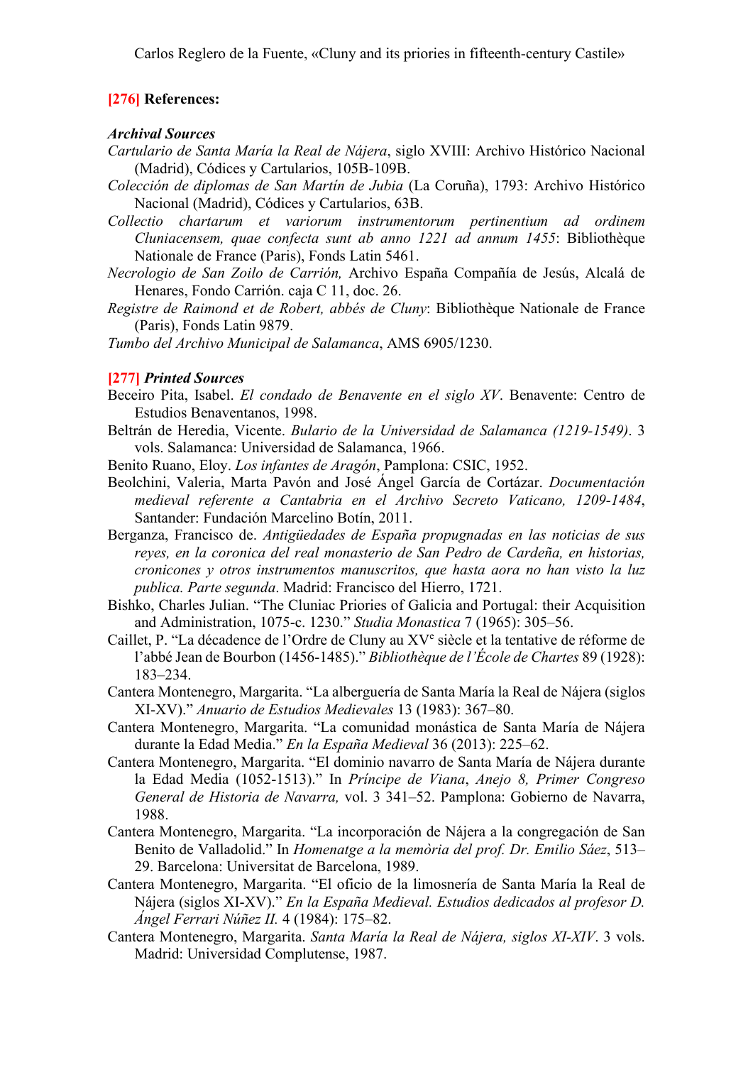**[276] References:**

### *Archival Sources*

*Cartulario de Santa María la Real de Nájera*, siglo XVIII: Archivo Histórico Nacional (Madrid), Códices y Cartularios, 105B-109B.

*Colección de diplomas de San Martín de Jubia* (La Coruña), 1793: Archivo Histórico Nacional (Madrid), Códices y Cartularios, 63B.

*Collectio chartarum et variorum instrumentorum pertinentium ad ordinem Cluniacensem, quae confecta sunt ab anno 1221 ad annum 1455*: Bibliothèque Nationale de France (Paris), Fonds Latin 5461.

*Necrologio de San Zoilo de Carrión,* Archivo España Compañía de Jesús, Alcalá de Henares, Fondo Carrión. caja C 11, doc. 26.

*Registre de Raimond et de Robert, abbés de Cluny*: Bibliothèque Nationale de France (Paris), Fonds Latin 9879.

*Tumbo del Archivo Municipal de Salamanca*, AMS 6905/1230.

### [277] *Printed Sources*

Beceiro Pita, Isabel. *El condado de Benavente en el siglo XV*. Benavente: Centro de Estudios Benaventanos, 1998.

Beltrán de Heredia, Vicente. *Bulario de la Universidad de Salamanca (1219-1549)*. 3 vols. Salamanca: Universidad de Salamanca, 1966.

Benito Ruano, Eloy. *Los infantes de Aragón*, Pamplona: CSIC, 1952.

Beolchini, Valeria, Marta Pavón and José Ángel García de Cortázar. *Documentación medieval referente a Cantabria en el Archivo Secreto Vaticano, 1209-1484*, Santander: Fundación Marcelino Botín, 2011.

Berganza, Francisco de. *Antigüedades de España propugnadas en las noticias de sus reyes, en la coronica del real monasterio de San Pedro de Cardeña, en historias, cronicones y otros instrumentos manuscritos, que hasta aora no han visto la luz publica. Parte segunda*. Madrid: Francisco del Hierro, 1721.

Bishko, Charles Julian. "The Cluniac Priories of Galicia and Portugal: their Acquisition and Administration, 1075-c. 1230." *Studia Monastica* 7 (1965): 305–56.

Caillet, P. "La décadence de l'Ordre de Cluny au XVᵉ siècle et la tentative de réforme de l'abbé Jean de Bourbon (1456-1485)." *Bibliothèque de l'École de Chartes* 89 (1928): 183–234.

Cantera Montenegro, Margarita. "La alberguería de Santa María la Real de Nájera (siglos XI-XV)." *Anuario de Estudios Medievales* 13 (1983): 367–80.

Cantera Montenegro, Margarita. "La comunidad monástica de Santa María de Nájera durante la Edad Media." *En la España Medieval* 36 (2013): 225–62.

Cantera Montenegro, Margarita. "El dominio navarro de Santa María de Nájera durante la Edad Media (1052-1513)." In *Príncipe de Viana*, *Anejo 8, Primer Congreso General de Historia de Navarra,* vol. 3 341–52. Pamplona: Gobierno de Navarra, 1988.

Cantera Montenegro, Margarita. "La incorporación de Nájera a la congregación de San Benito de Valladolid." In *Homenatge a la memòria del prof. Dr. Emilio Sáez*, 513–29. Barcelona: Universitat de Barcelona, 1989.

Cantera Montenegro, Margarita. "El oficio de la limosnería de Santa María la Real de Nájera (siglos XI-XV)." *En la España Medieval. Estudios dedicados al profesor D. Ángel Ferrari Núñez II.* 4 (1984): 175–82.

Cantera Montenegro, Margarita. *Santa María la Real de Nájera, siglos XI-XIV*. 3 vols. Madrid: Universidad Complutense, 1987.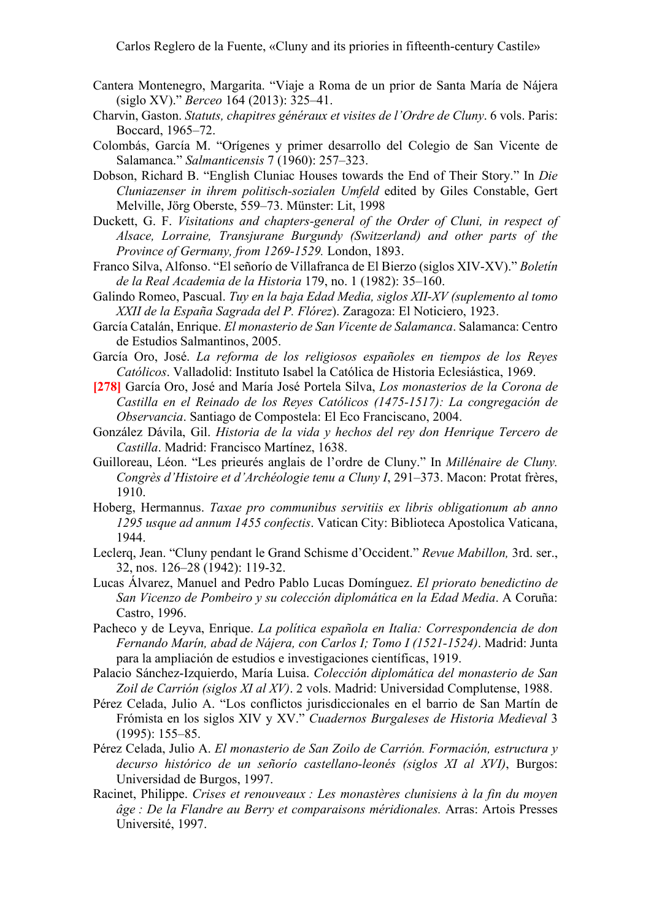Cantera Montenegro, Margarita. "Viaje a Roma de un prior de Santa María de Nájera (siglo XV)." *Berceo* 164 (2013): 325–41.

Charvin, Gaston. *Statuts, chapitres généraux et visites de l'Ordre de Cluny*. 6 vols. Paris: Boccard, 1965–72.

Colombás, García M. "Orígenes y primer desarrollo del Colegio de San Vicente de Salamanca." *Salmanticensis* 7 (1960): 257–323.

Dobson, Richard B. "English Cluniac Houses towards the End of Their Story." In *Die Cluniazenser in ihrem politisch-sozialen Umfeld* edited by Giles Constable, Gert Melville, Jörg Oberste, 559–73. Münster: Lit, 1998

Duckett, G. F. *Visitations and chapters-general of the Order of Cluni, in respect of Alsace, Lorraine, Transjurane Burgundy (Switzerland) and other parts of the Province of Germany, from 1269-1529.* London, 1893.

Franco Silva, Alfonso. "El señorío de Villafranca de El Bierzo (siglos XIV-XV)." *Boletín de la Real Academia de la Historia* 179, no. 1 (1982): 35–160.

Galindo Romeo, Pascual. *Tuy en la baja Edad Media, siglos XII-XV (suplemento al tomo XXII de la España Sagrada del P. Flórez*). Zaragoza: El Noticiero, 1923.

García Catalán, Enrique. *El monasterio de San Vicente de Salamanca*. Salamanca: Centro de Estudios Salmantinos, 2005.

García Oro, José. *La reforma de los religiosos españoles en tiempos de los Reyes Católicos*. Valladolid: Instituto Isabel la Católica de Historia Eclesiástica, 1969.

**[278]** García Oro, José and María José Portela Silva, *Los monasterios de la Corona de Castilla en el Reinado de los Reyes Católicos (1475-1517): La congregación de Observancia*. Santiago de Compostela: El Eco Franciscano, 2004.

González Dávila, Gil. *Historia de la vida y hechos del rey don Henrique Tercero de Castilla*. Madrid: Francisco Martínez, 1638.

Guilloreau, Léon. "Les prieurés anglais de l'ordre de Cluny." In *Millénaire de Cluny. Congrès d'Histoire et d'Archéologie tenu a Cluny I*, 291–373. Macon: Protat frères, 1910.

Hoberg, Hermannus. *Taxae pro communibus servitiis ex libris obligationum ab anno 1295 usque ad annum 1455 confectis*. Vatican City: Biblioteca Apostolica Vaticana, 1944.

Leclerq, Jean. "Cluny pendant le Grand Schisme d'Occident." *Revue Mabillon,* 3rd. ser., 32, nos. 126–28 (1942): 119-32.

Lucas Álvarez, Manuel and Pedro Pablo Lucas Domínguez. *El priorato benedictino de San Vicenzo de Pombeiro y su colección diplomática en la Edad Media*. A Coruña: Castro, 1996.

Pacheco y de Leyva, Enrique. *La política española en Italia: Correspondencia de don Fernando Marín, abad de Nájera, con Carlos I; Tomo I (1521-1524)*. Madrid: Junta para la ampliación de estudios e investigaciones científicas, 1919.

Palacio Sánchez-Izquierdo, María Luisa. *Colección diplomática del monasterio de San Zoil de Carrión (siglos XI al XV)*. 2 vols. Madrid: Universidad Complutense, 1988.

Pérez Celada, Julio A. "Los conflictos jurisdiccionales en el barrio de San Martín de Frómista en los siglos XIV y XV." *Cuadernos Burgaleses de Historia Medieval* 3 (1995): 155–85.

Pérez Celada, Julio A. *El monasterio de San Zoilo de Carrión. Formación, estructura y decurso histórico de un señorío castellano-leonés (siglos XI al XVI)*, Burgos: Universidad de Burgos, 1997.

Racinet, Philippe. *Crises et renouveaux : Les monastères clunisiens à la fin du moyen âge : De la Flandre au Berry et comparaisons méridionales.* Arras: Artois Presses Université, 1997.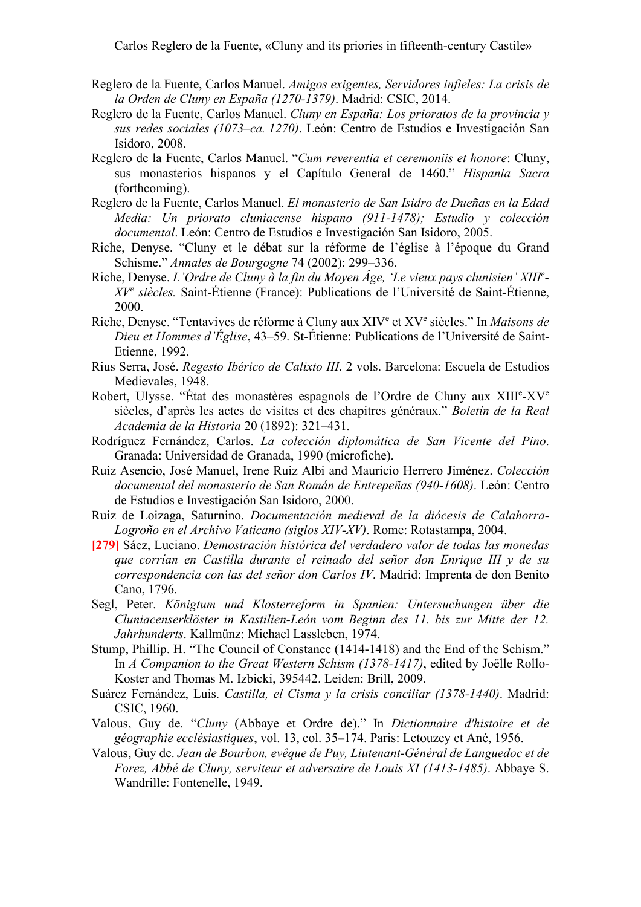Reglero de la Fuente, Carlos Manuel. *Amigos exigentes, Servidores infieles: La crisis de la Orden de Cluny en España (1270-1379)*. Madrid: CSIC, 2014.

Reglero de la Fuente, Carlos Manuel. *Cluny en España: Los prioratos de la provincia y sus redes sociales (1073–ca. 1270)*. León: Centro de Estudios e Investigación San Isidoro, 2008.

Reglero de la Fuente, Carlos Manuel. "*Cum reverentia et ceremoniis et honore*: Cluny, sus monasterios hispanos y el Capítulo General de 1460." *Hispania Sacra* (forthcoming).

Reglero de la Fuente, Carlos Manuel. *El monasterio de San Isidro de Dueñas en la Edad Media: Un priorato cluniacense hispano (911-1478); Estudio y colección documental*. León: Centro de Estudios e Investigación San Isidoro, 2005.

Riche, Denyse. "Cluny et le débat sur la réforme de l'église à l'époque du Grand Schisme." *Annales de Bourgogne* 74 (2002): 299–336.

Riche, Denyse. *L'Ordre de Cluny à la fin du Moyen Âge, 'Le vieux pays clunisien' XIIIe-XVe siècles.* Saint-Étienne (France): Publications de l'Université de Saint-Étienne, 2000.

Riche, Denyse. "Tentavives de réforme à Cluny aux XIVe et XVe siècles." In *Maisons de Dieu et Hommes d'Église*, 43–59. St-Étienne: Publications de l'Université de Saint-Etienne, 1992.

Rius Serra, José. *Regesto Ibérico de Calixto III*. 2 vols. Barcelona: Escuela de Estudios Medievales, 1948.

Robert, Ulysse. "État des monastères espagnols de l'Ordre de Cluny aux XIIIe-XVe siècles, d'après les actes de visites et des chapitres généraux." *Boletín de la Real Academia de la Historia* 20 (1892): 321–431.

Rodríguez Fernández, Carlos. *La colección diplomática de San Vicente del Pino*. Granada: Universidad de Granada, 1990 (microfiche).

Ruiz Asencio, José Manuel, Irene Ruiz Albi and Mauricio Herrero Jiménez. *Colección documental del monasterio de San Román de Entrepeñas (940-1608)*. León: Centro de Estudios e Investigación San Isidoro, 2000.

Ruiz de Loizaga, Saturnino. *Documentación medieval de la diócesis de Calahorra-Logroño en el Archivo Vaticano (siglos XIV-XV)*. Rome: Rotastampa, 2004.

**[279]** Sáez, Luciano. *Demostración histórica del verdadero valor de todas las monedas que corrían en Castilla durante el reinado del señor don Enrique III y de su correspondencia con las del señor don Carlos IV*. Madrid: Imprenta de don Benito Cano, 1796.

Segl, Peter. *Königtum und Klosterreform in Spanien: Untersuchungen über die Cluniacenserklöster in Kastilien-León vom Beginn des 11. bis zur Mitte der 12. Jahrhunderts*. Kallmünz: Michael Lassleben, 1974.

Stump, Phillip. H. "The Council of Constance (1414-1418) and the End of the Schism." In *A Companion to the Great Western Schism (1378-1417)*, edited by Joëlle Rollo-Koster and Thomas M. Izbicki, 395442. Leiden: Brill, 2009.

Suárez Fernández, Luis. *Castilla, el Cisma y la crisis conciliar (1378-1440)*. Madrid: CSIC, 1960.

Valous, Guy de. "*Cluny* (Abbaye et Ordre de)." In *Dictionnaire d'histoire et de géographie ecclésiastiques*, vol. 13, col. 35–174. Paris: Letouzey et Ané, 1956.

Valous, Guy de. *Jean de Bourbon, evêque de Puy, Liutenant-Général de Languedoc et de Forez, Abbé de Cluny, serviteur et adversaire de Louis XI (1413-1485)*. Abbaye S. Wandrille: Fontenelle, 1949.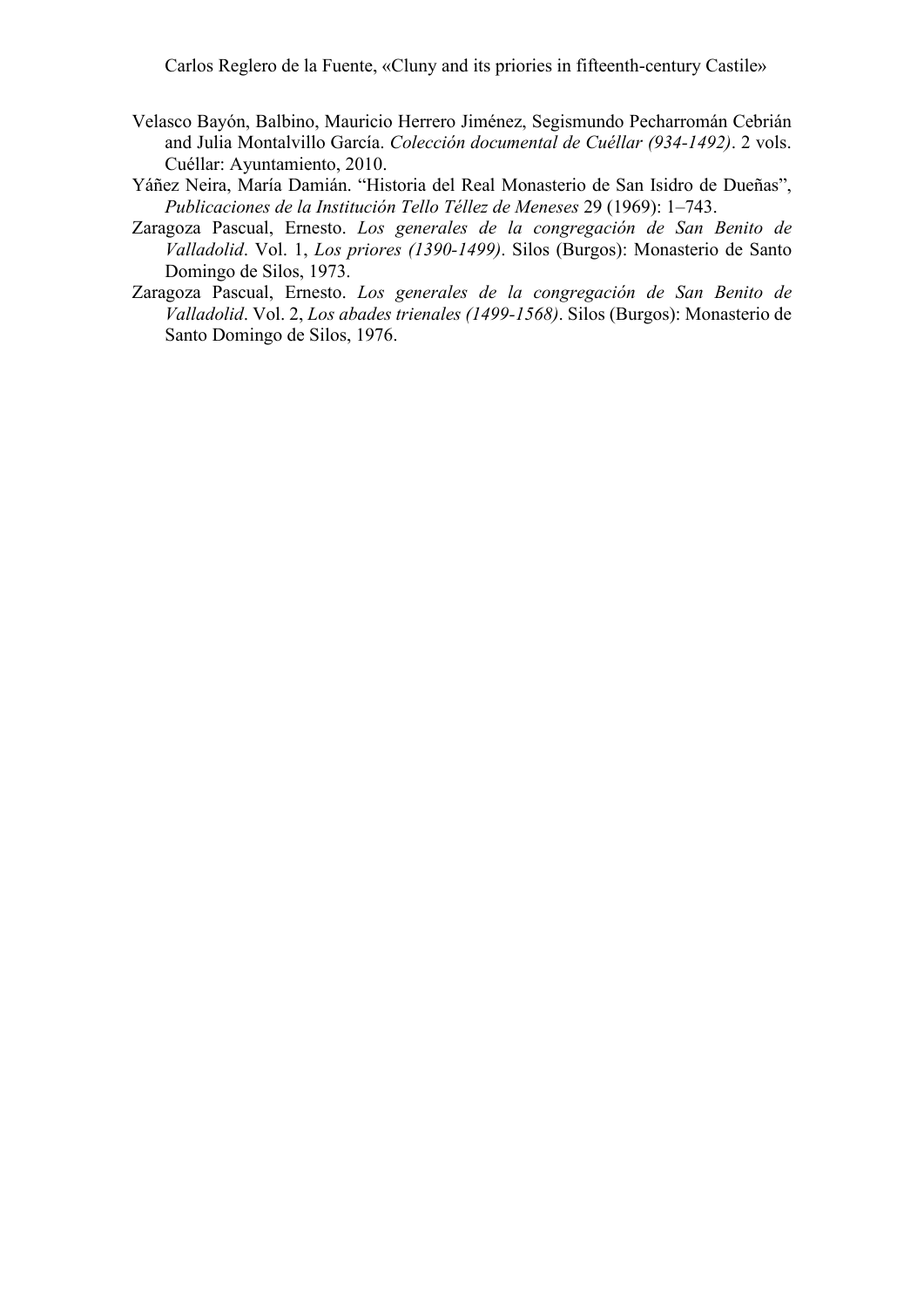Velasco Bayón, Balbino, Mauricio Herrero Jiménez, Segismundo Pecharromán Cebrián and Julia Montalvillo García. *Colección documental de Cuéllar (934-1492)*. 2 vols. Cuéllar: Ayuntamiento, 2010.

Yáñez Neira, María Damián. "Historia del Real Monasterio de San Isidro de Dueñas", *Publicaciones de la Institución Tello Téllez de Meneses* 29 (1969): 1–743.

Zaragoza Pascual, Ernesto. *Los generales de la congregación de San Benito de Valladolid*. Vol. 1, *Los priores (1390-1499)*. Silos (Burgos): Monasterio de Santo Domingo de Silos, 1973.

Zaragoza Pascual, Ernesto. *Los generales de la congregación de San Benito de Valladolid*. Vol. 2, *Los abades trienales (1499-1568)*. Silos (Burgos): Monasterio de Santo Domingo de Silos, 1976.